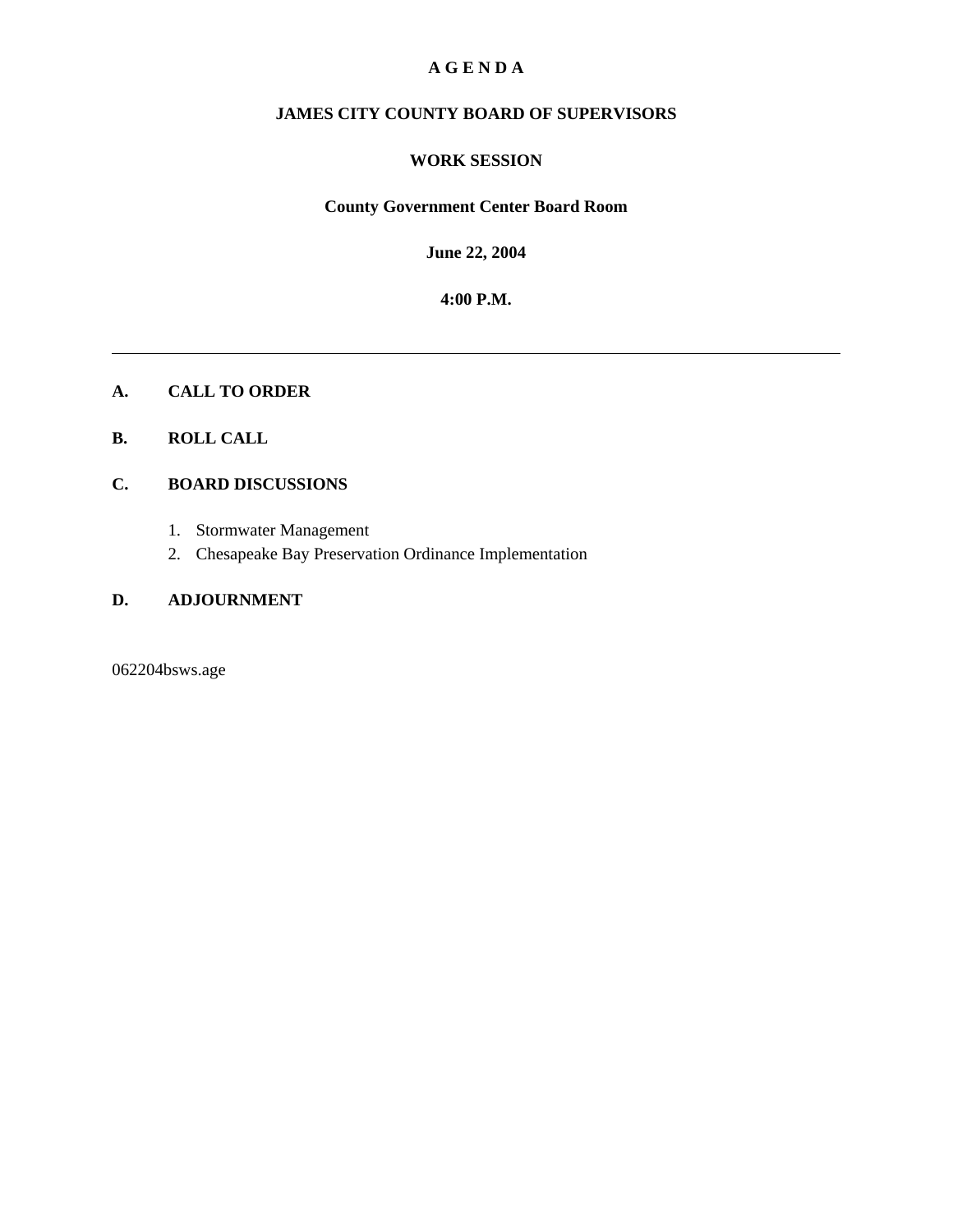# A G E N D A

## JAMES CITY COUNTY BOARD OF SUPERVISORS

## WORK SESSION

**County Government Center Board Room**

**June 22, 2004**

**4:00 P.M.**

---

**A. CALL TO ORDER**

**B. ROLL CALL**

**C. BOARD DISCUSSIONS**

1. Stormwater Management
2. Chesapeake Bay Preservation Ordinance Implementation

**D. ADJOURNMENT**

062204bsws.age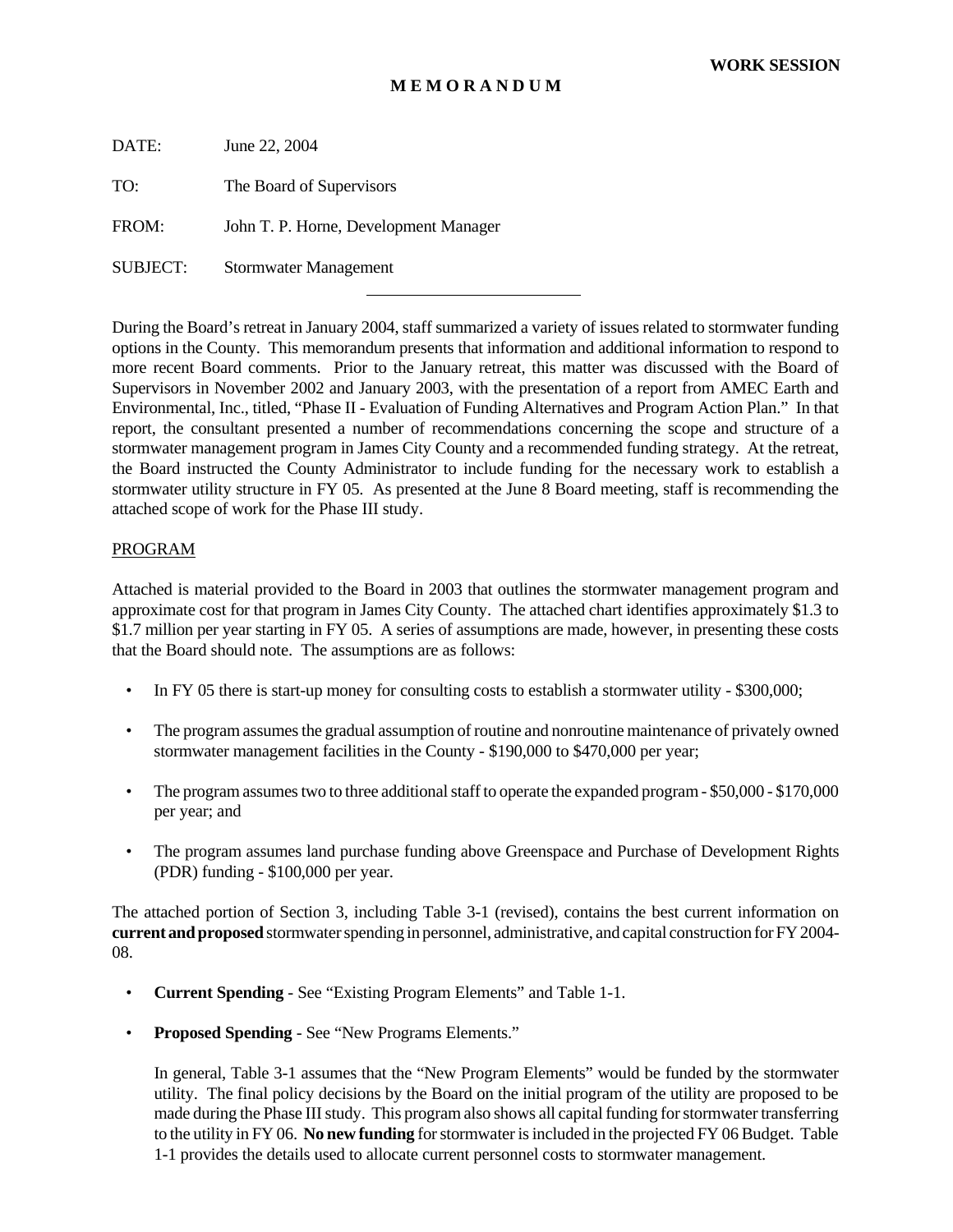**WORK SESSION**

**M E M O R A N D U M**

DATE: June 22, 2004

TO: The Board of Supervisors

FROM: John T. P. Horne, Development Manager

SUBJECT: Stormwater Management

---

During the Board's retreat in January 2004, staff summarized a variety of issues related to stormwater funding options in the County. This memorandum presents that information and additional information to respond to more recent Board comments. Prior to the January retreat, this matter was discussed with the Board of Supervisors in November 2002 and January 2003, with the presentation of a report from AMEC Earth and Environmental, Inc., titled, "Phase II - Evaluation of Funding Alternatives and Program Action Plan." In that report, the consultant presented a number of recommendations concerning the scope and structure of a stormwater management program in James City County and a recommended funding strategy. At the retreat, the Board instructed the County Administrator to include funding for the necessary work to establish a stormwater utility structure in FY 05. As presented at the June 8 Board meeting, staff is recommending the attached scope of work for the Phase III study.

PROGRAM

Attached is material provided to the Board in 2003 that outlines the stormwater management program and approximate cost for that program in James City County. The attached chart identifies approximately $1.3 to $1.7 million per year starting in FY 05. A series of assumptions are made, however, in presenting these costs that the Board should note. The assumptions are as follows:

- In FY 05 there is start-up money for consulting costs to establish a stormwater utility - $300,000;
- The program assumes the gradual assumption of routine and nonroutine maintenance of privately owned stormwater management facilities in the County - $190,000 to $470,000 per year;
- The program assumes two to three additional staff to operate the expanded program - $50,000 - $170,000 per year; and
- The program assumes land purchase funding above Greenspace and Purchase of Development Rights (PDR) funding - $100,000 per year.

The attached portion of Section 3, including Table 3-1 (revised), contains the best current information on **current and proposed** stormwater spending in personnel, administrative, and capital construction for FY 2004-08.

- **Current Spending** - See "Existing Program Elements" and Table 1-1.
- **Proposed Spending** - See "New Programs Elements."

  In general, Table 3-1 assumes that the "New Program Elements" would be funded by the stormwater utility. The final policy decisions by the Board on the initial program of the utility are proposed to be made during the Phase III study. This program also shows all capital funding for stormwater transferring to the utility in FY 06. **No new funding** for stormwater is included in the projected FY 06 Budget. Table 1-1 provides the details used to allocate current personnel costs to stormwater management.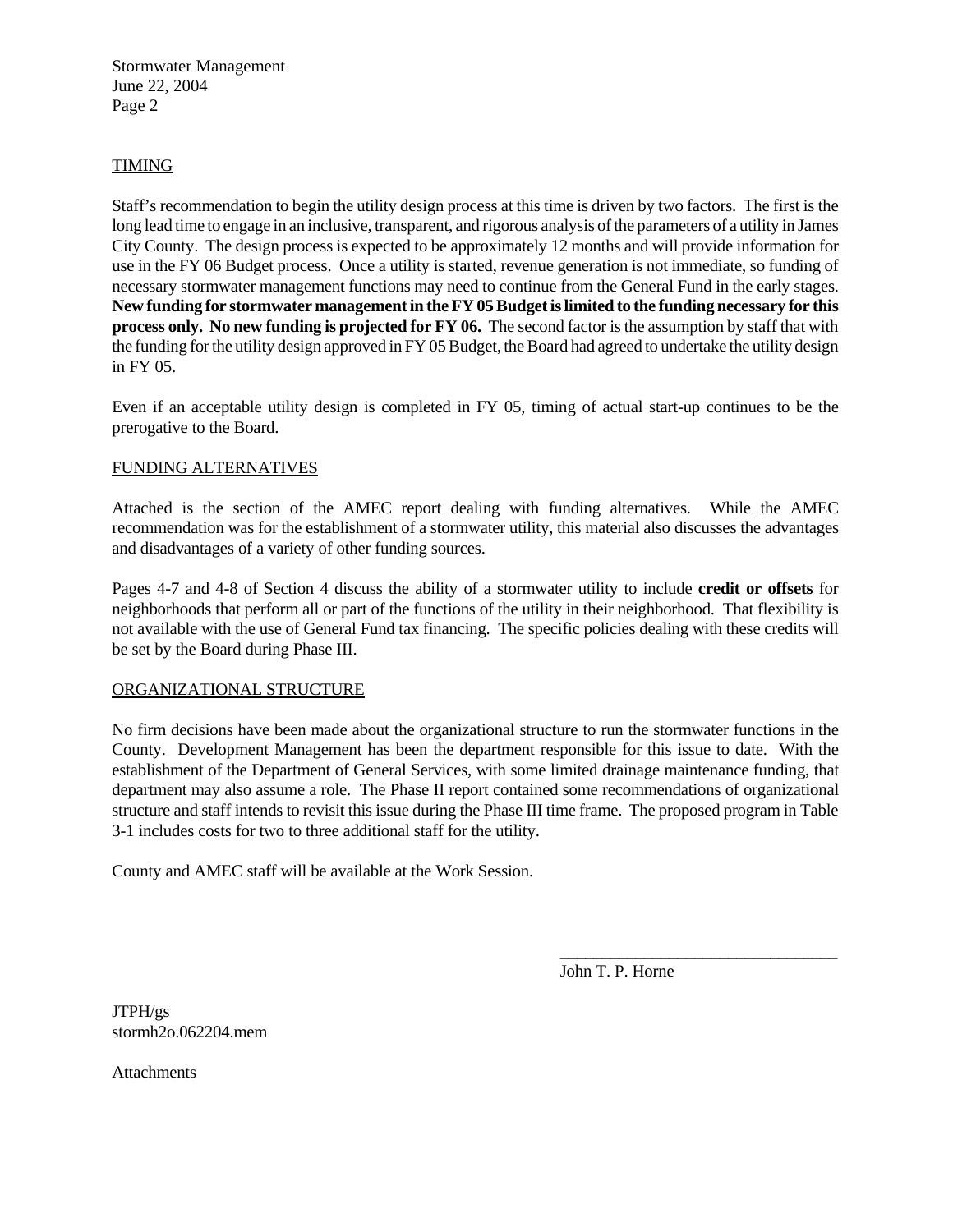## TIMING

Staff's recommendation to begin the utility design process at this time is driven by two factors. The first is the long lead time to engage in an inclusive, transparent, and rigorous analysis of the parameters of a utility in James City County. The design process is expected to be approximately 12 months and will provide information for use in the FY 06 Budget process. Once a utility is started, revenue generation is not immediate, so funding of necessary stormwater management functions may need to continue from the General Fund in the early stages. **New funding for stormwater management in the FY 05 Budget is limited to the funding necessary for this process only. No new funding is projected for FY 06.** The second factor is the assumption by staff that with the funding for the utility design approved in FY 05 Budget, the Board had agreed to undertake the utility design in FY 05.

Even if an acceptable utility design is completed in FY 05, timing of actual start-up continues to be the prerogative to the Board.

## FUNDING ALTERNATIVES

Attached is the section of the AMEC report dealing with funding alternatives. While the AMEC recommendation was for the establishment of a stormwater utility, this material also discusses the advantages and disadvantages of a variety of other funding sources.

Pages 4-7 and 4-8 of Section 4 discuss the ability of a stormwater utility to include **credit or offsets** for neighborhoods that perform all or part of the functions of the utility in their neighborhood. That flexibility is not available with the use of General Fund tax financing. The specific policies dealing with these credits will be set by the Board during Phase III.

## ORGANIZATIONAL STRUCTURE

No firm decisions have been made about the organizational structure to run the stormwater functions in the County. Development Management has been the department responsible for this issue to date. With the establishment of the Department of General Services, with some limited drainage maintenance funding, that department may also assume a role. The Phase II report contained some recommendations of organizational structure and staff intends to revisit this issue during the Phase III time frame. The proposed program in Table 3-1 includes costs for two to three additional staff for the utility.

County and AMEC staff will be available at the Work Session.

\_\_\_\_\_\_\_\_\_\_\_\_\_\_\_\_\_\_\_\_\_\_\_\_\_\_\_\_\_\_\_\_\_\_

John T. P. Horne

JTPH/gs
stormh2o.062204.mem

Attachments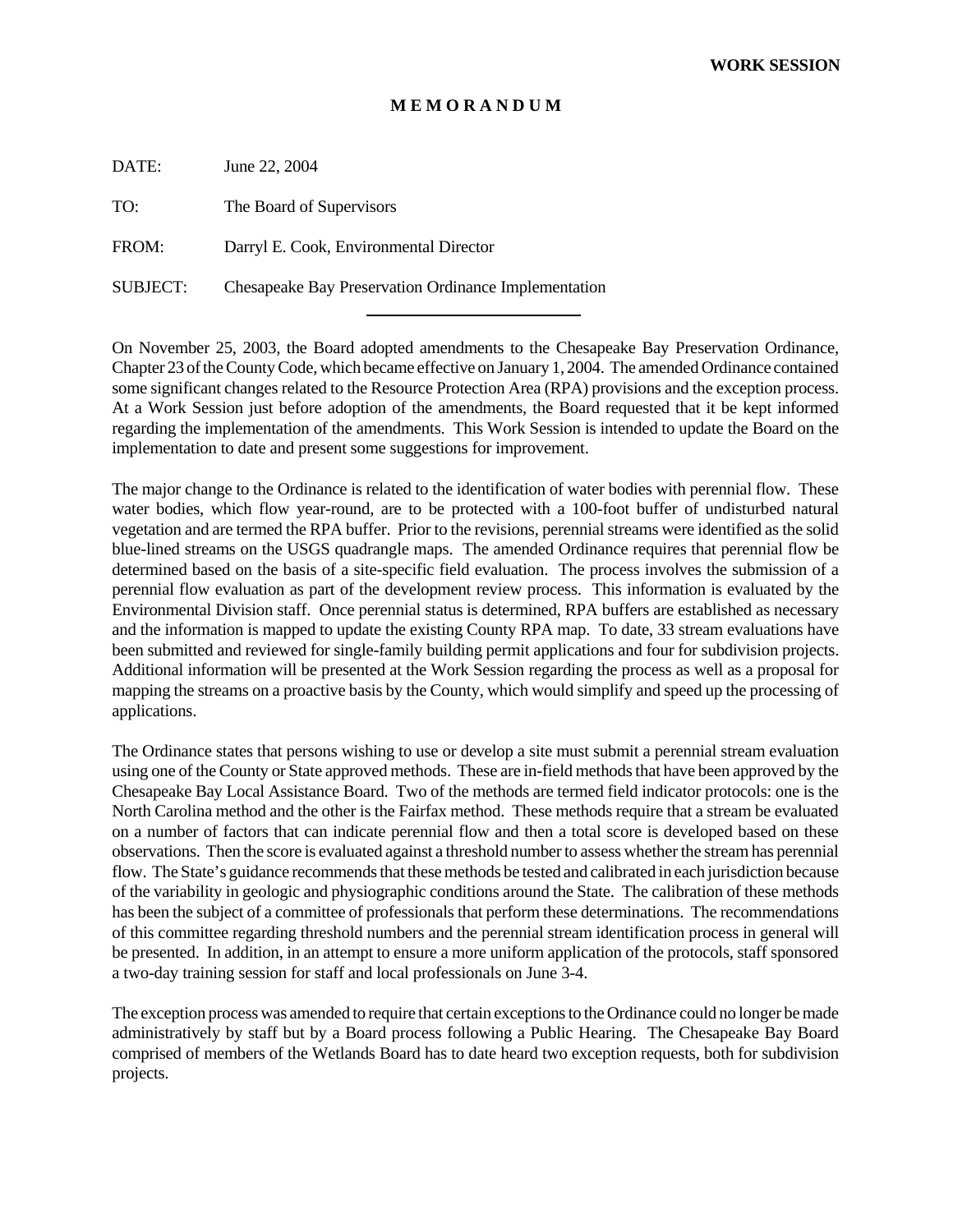**WORK SESSION**

# M E M O R A N D U M

DATE: June 22, 2004

TO: The Board of Supervisors

FROM: Darryl E. Cook, Environmental Director

SUBJECT: Chesapeake Bay Preservation Ordinance Implementation

---

On November 25, 2003, the Board adopted amendments to the Chesapeake Bay Preservation Ordinance, Chapter 23 of the County Code, which became effective on January 1, 2004. The amended Ordinance contained some significant changes related to the Resource Protection Area (RPA) provisions and the exception process. At a Work Session just before adoption of the amendments, the Board requested that it be kept informed regarding the implementation of the amendments. This Work Session is intended to update the Board on the implementation to date and present some suggestions for improvement.

The major change to the Ordinance is related to the identification of water bodies with perennial flow. These water bodies, which flow year-round, are to be protected with a 100-foot buffer of undisturbed natural vegetation and are termed the RPA buffer. Prior to the revisions, perennial streams were identified as the solid blue-lined streams on the USGS quadrangle maps. The amended Ordinance requires that perennial flow be determined based on the basis of a site-specific field evaluation. The process involves the submission of a perennial flow evaluation as part of the development review process. This information is evaluated by the Environmental Division staff. Once perennial status is determined, RPA buffers are established as necessary and the information is mapped to update the existing County RPA map. To date, 33 stream evaluations have been submitted and reviewed for single-family building permit applications and four for subdivision projects. Additional information will be presented at the Work Session regarding the process as well as a proposal for mapping the streams on a proactive basis by the County, which would simplify and speed up the processing of applications.

The Ordinance states that persons wishing to use or develop a site must submit a perennial stream evaluation using one of the County or State approved methods. These are in-field methods that have been approved by the Chesapeake Bay Local Assistance Board. Two of the methods are termed field indicator protocols: one is the North Carolina method and the other is the Fairfax method. These methods require that a stream be evaluated on a number of factors that can indicate perennial flow and then a total score is developed based on these observations. Then the score is evaluated against a threshold number to assess whether the stream has perennial flow. The State's guidance recommends that these methods be tested and calibrated in each jurisdiction because of the variability in geologic and physiographic conditions around the State. The calibration of these methods has been the subject of a committee of professionals that perform these determinations. The recommendations of this committee regarding threshold numbers and the perennial stream identification process in general will be presented. In addition, in an attempt to ensure a more uniform application of the protocols, staff sponsored a two-day training session for staff and local professionals on June 3-4.

The exception process was amended to require that certain exceptions to the Ordinance could no longer be made administratively by staff but by a Board process following a Public Hearing. The Chesapeake Bay Board comprised of members of the Wetlands Board has to date heard two exception requests, both for subdivision projects.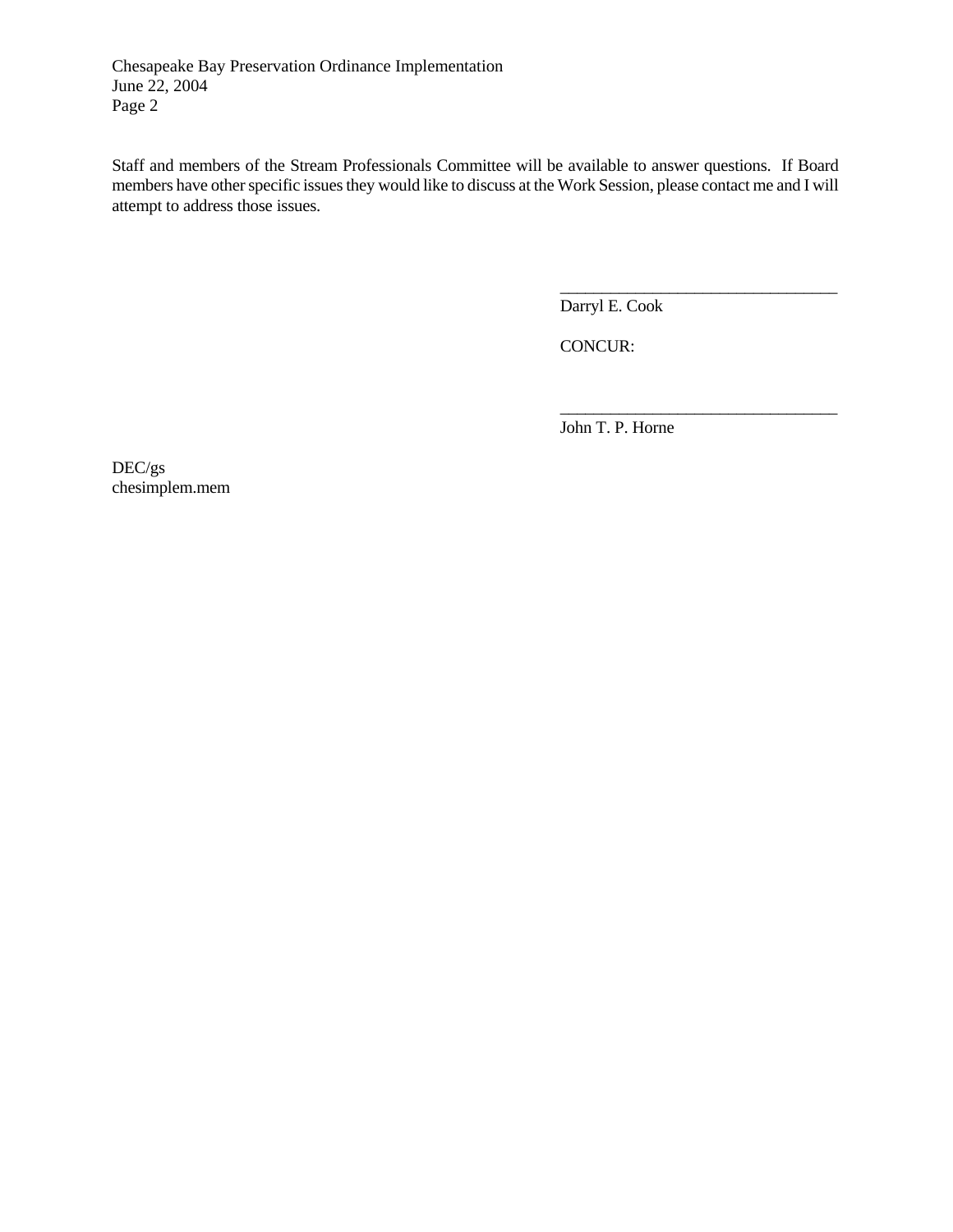Staff and members of the Stream Professionals Committee will be available to answer questions. If Board members have other specific issues they would like to discuss at the Work Session, please contact me and I will attempt to address those issues.

\_\_\_\_\_\_\_\_\_\_\_\_\_\_\_\_\_\_\_\_\_\_\_\_\_\_\_\_\_\_\_\_\_\_\_

Darryl E. Cook

CONCUR:

\_\_\_\_\_\_\_\_\_\_\_\_\_\_\_\_\_\_\_\_\_\_\_\_\_\_\_\_\_\_\_\_\_\_\_

John T. P. Horne

DEC/gs
chesimplem.mem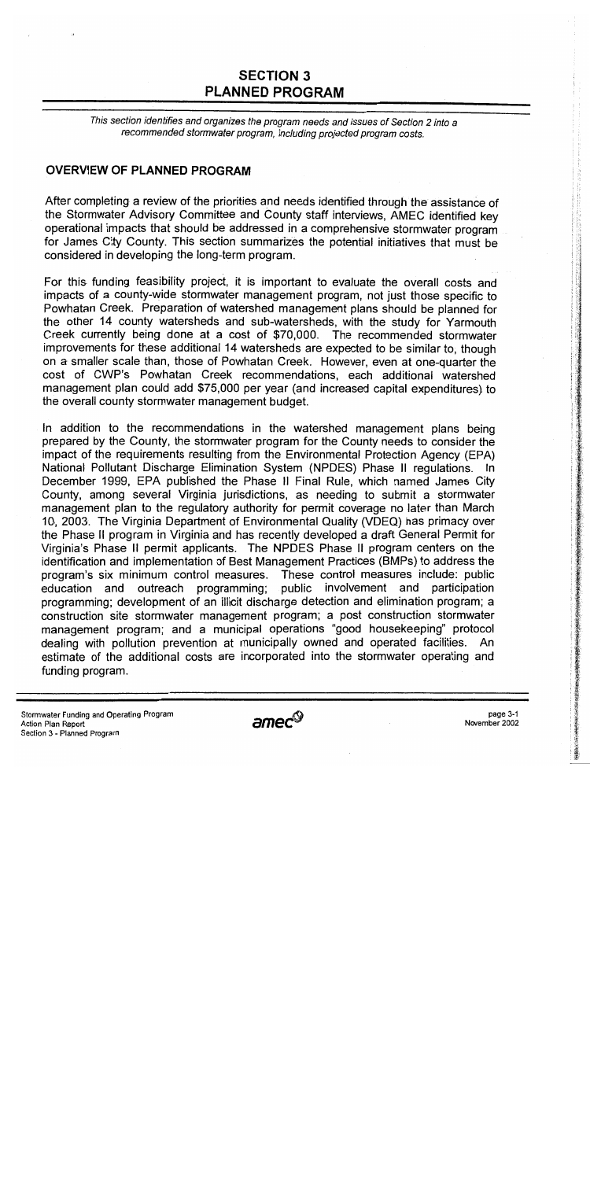# SECTION 3
# PLANNED PROGRAM

*This section identifies and organizes the program needs and issues of Section 2 into a recommended stormwater program, including projected program costs.*

## OVERVIEW OF PLANNED PROGRAM

After completing a review of the priorities and needs identified through the assistance of the Stormwater Advisory Committee and County staff interviews, AMEC identified key operational impacts that should be addressed in a comprehensive stormwater program for James City County. This section summarizes the potential initiatives that must be considered in developing the long-term program.

For this funding feasibility project, it is important to evaluate the overall costs and impacts of a county-wide stormwater management program, not just those specific to Powhatan Creek. Preparation of watershed management plans should be planned for the other 14 county watersheds and sub-watersheds, with the study for Yarmouth Creek currently being done at a cost of $70,000. The recommended stormwater improvements for these additional 14 watersheds are expected to be similar to, though on a smaller scale than, those of Powhatan Creek. However, even at one-quarter the cost of CWP's Powhatan Creek recommendations, each additional watershed management plan could add $75,000 per year (and increased capital expenditures) to the overall county stormwater management budget.

In addition to the recommendations in the watershed management plans being prepared by the County, the stormwater program for the County needs to consider the impact of the requirements resulting from the Environmental Protection Agency (EPA) National Pollutant Discharge Elimination System (NPDES) Phase II regulations. In December 1999, EPA published the Phase II Final Rule, which named James City County, among several Virginia jurisdictions, as needing to submit a stormwater management plan to the regulatory authority for permit coverage no later than March 10, 2003. The Virginia Department of Environmental Quality (VDEQ) has primacy over the Phase II program in Virginia and has recently developed a draft General Permit for Virginia's Phase II permit applicants. The NPDES Phase II program centers on the identification and implementation of Best Management Practices (BMPs) to address the program's six minimum control measures. These control measures include: public education and outreach programming; public involvement and participation programming; development of an illicit discharge detection and elimination program; a construction site stormwater management program; a post construction stormwater management program; and a municipal operations "good housekeeping" protocol dealing with pollution prevention at municipally owned and operated facilities. An estimate of the additional costs are incorporated into the stormwater operating and funding program.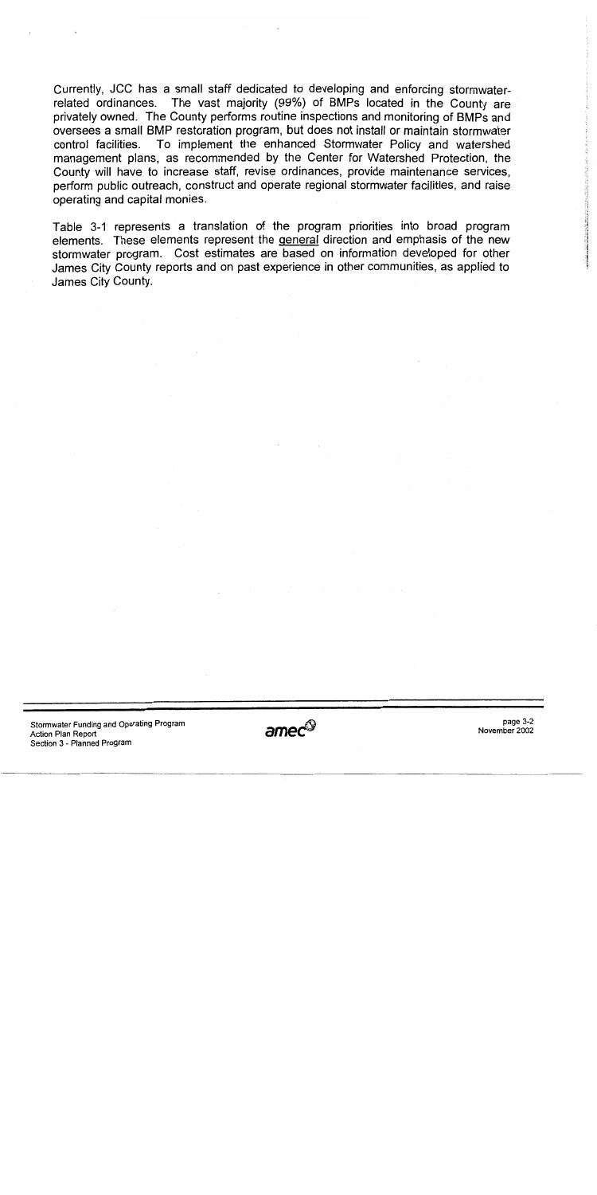Currently, JCC has a small staff dedicated to developing and enforcing stormwater-related ordinances. The vast majority (99%) of BMPs located in the County are privately owned. The County performs routine inspections and monitoring of BMPs and oversees a small BMP restoration program, but does not install or maintain stormwater control facilities. To implement the enhanced Stormwater Policy and watershed management plans, as recommended by the Center for Watershed Protection, the County will have to increase staff, revise ordinances, provide maintenance services, perform public outreach, construct and operate regional stormwater facilities, and raise operating and capital monies.

Table 3-1 represents a translation of the program priorities into broad program elements. These elements represent the general direction and emphasis of the new stormwater program. Cost estimates are based on information developed for other James City County reports and on past experience in other communities, as applied to James City County.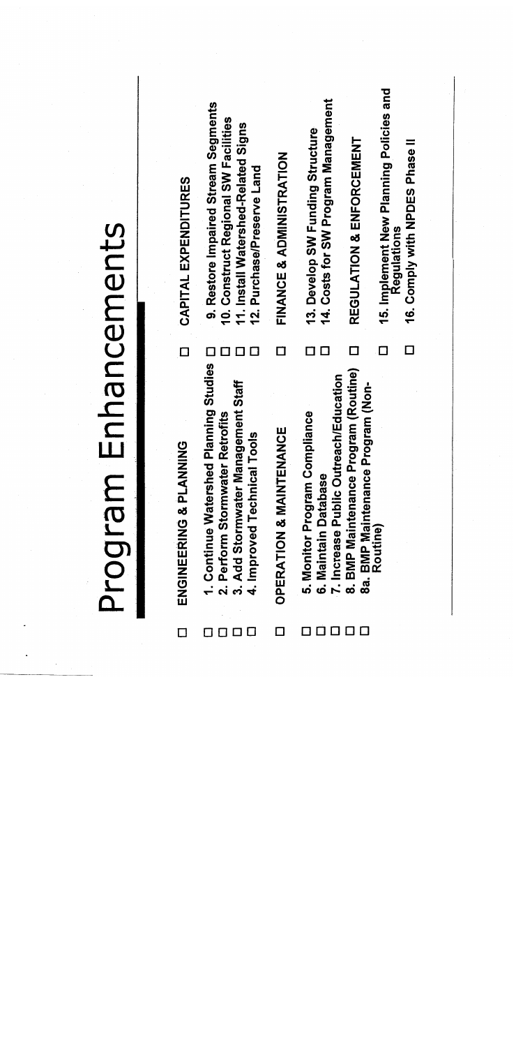# Program Enhancements

- **ENGINEERING & PLANNING**
  - **1. Continue Watershed Planning Studies**
  - **2. Perform Stormwater Retrofits**
  - **3. Add Stormwater Management Staff**
  - **4. Improved Technical Tools**
- **OPERATION & MAINTENANCE**
  - **5. Monitor Program Compliance**
  - **6. Maintain Database**
  - **7. Increase Public Outreach/Education**
  - **8. BMP Maintenance Program (Routine)**
  - **8a. BMP Maintenance Program (Non-Routine)**
- **CAPITAL EXPENDITURES**
  - **9. Restore Impaired Stream Segments**
  - **10. Construct Regional SW Facilities**
  - **11. Install Watershed-Related Signs**
  - **12. Purchase/Preserve Land**
- **FINANCE & ADMINISTRATION**
  - **13. Develop SW Funding Structure**
  - **14. Costs for SW Program Management**
- **REGULATION & ENFORCEMENT**
  - **15. Implement New Planning Policies and Regulations**
  - **16. Comply with NPDES Phase II**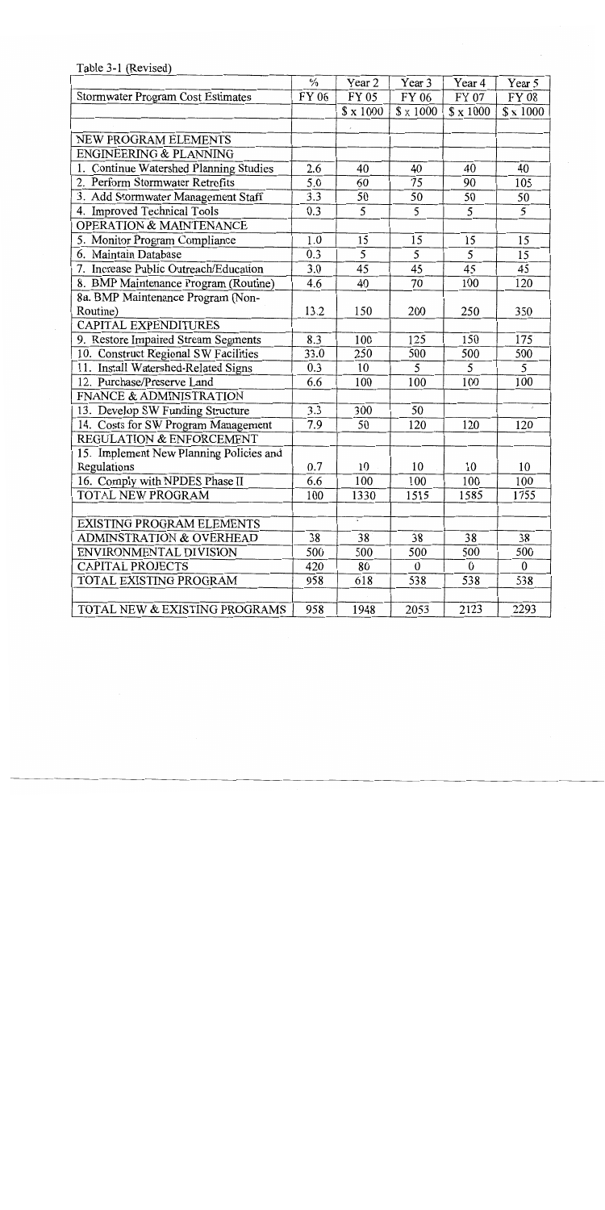Table 3-1 (Revised)

| | % | Year 2 | Year 3 | Year 4 | Year 5 |
|---|---|---|---|---|---|
| Stormwater Program Cost Estimates | FY 06 | FY 05 | FY 06 | FY 07 | FY 08 |
| | | $ x 1000 | $ x 1000 | $ x 1000 | $ x 1000 |
| | | | | | |
| NEW PROGRAM ELEMENTS | | | | | |
| ENGINEERING & PLANNING | | | | | |
| 1. Continue Watershed Planning Studies | 2.6 | 40 | 40 | 40 | 40 |
| 2. Perform Stormwater Retrofits | 5.0 | 60 | 75 | 90 | 105 |
| 3. Add Stormwater Management Staff | 3.3 | 50 | 50 | 50 | 50 |
| 4. Improved Technical Tools | 0.3 | 5 | 5 | 5 | 5 |
| OPERATION & MAINTENANCE | | | | | |
| 5. Monitor Program Compliance | 1.0 | 15 | 15 | 15 | 15 |
| 6. Maintain Database | 0.3 | 5 | 5 | 5 | 15 |
| 7. Increase Public Outreach/Education | 3.0 | 45 | 45 | 45 | 45 |
| 8. BMP Maintenance Program (Routine) | 4.6 | 40 | 70 | 100 | 120 |
| 8a. BMP Maintenance Program (Non-Routine) | 13.2 | 150 | 200 | 250 | 350 |
| CAPITAL EXPENDITURES | | | | | |
| 9. Restore Impaired Stream Segments | 8.3 | 100 | 125 | 150 | 175 |
| 10. Construct Regional SW Facilities | 33.0 | 250 | 500 | 500 | 500 |
| 11. Install Watershed-Related Signs | 0.3 | 10 | 5 | 5 | 5 |
| 12. Purchase/Preserve Land | 6.6 | 100 | 100 | 100 | 100 |
| FNANCE & ADMINISTRATION | | | | | |
| 13. Develop SW Funding Structure | 3.3 | 300 | 50 | | |
| 14. Costs for SW Program Management | 7.9 | 50 | 120 | 120 | 120 |
| REGULATION & ENFORCEMENT | | | | | |
| 15. Implement New Planning Policies and Regulations | 0.7 | 10 | 10 | 10 | 10 |
| 16. Comply with NPDES Phase II | 6.6 | 100 | 100 | 100 | 100 |
| TOTAL NEW PROGRAM | 100 | 1330 | 1515 | 1585 | 1755 |
| | | | | | |
| EXISTING PROGRAM ELEMENTS | | | | | |
| ADMINSTRATION & OVERHEAD | 38 | 38 | 38 | 38 | 38 |
| ENVIRONMENTAL DIVISION | 500 | 500 | 500 | 500 | 500 |
| CAPITAL PROJECTS | 420 | 80 | 0 | 0 | 0 |
| TOTAL EXISTING PROGRAM | 958 | 618 | 538 | 538 | 538 |
| | | | | | |
| TOTAL NEW & EXISTING PROGRAMS | 958 | 1948 | 2053 | 2123 | 2293 |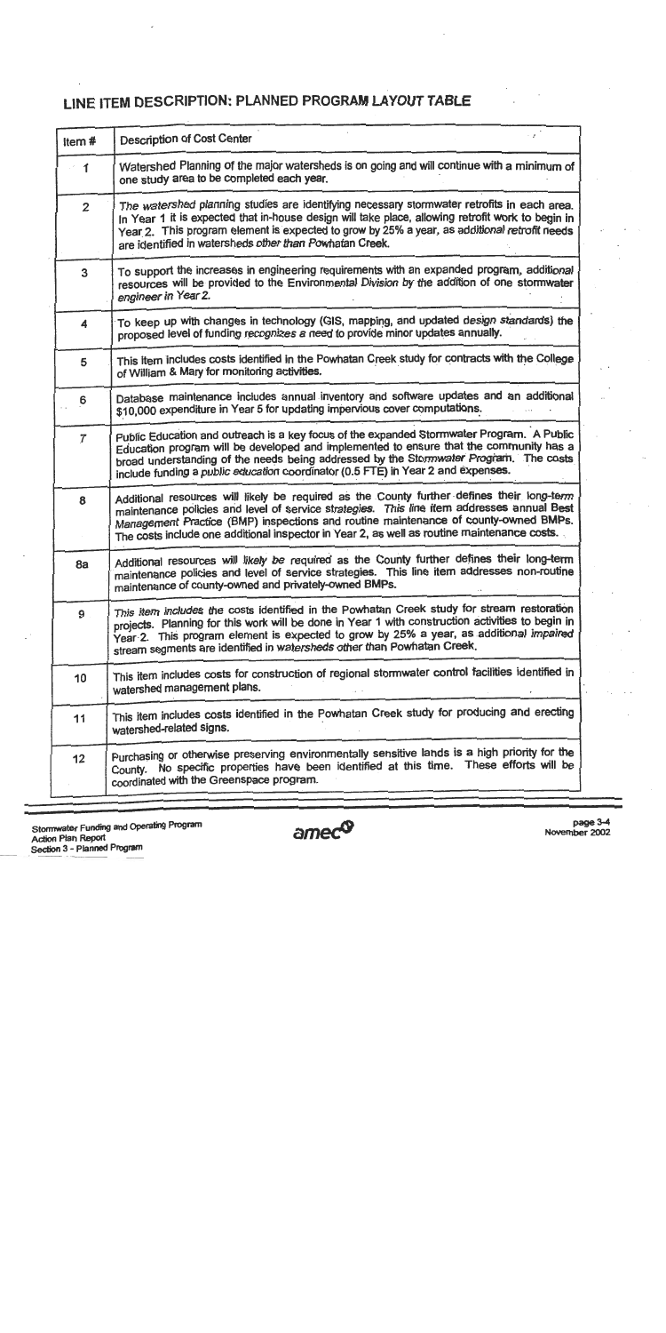## LINE ITEM DESCRIPTION: PLANNED PROGRAM *LAYOUT TABLE*

| Item # | Description of Cost Center |
|---|---|
| 1 | Watershed Planning of the major watersheds is on going and will continue with a minimum of one study area to be completed each year. |
| 2 | *The watershed planning* studies are identifying necessary stormwater retrofits in each area. In Year 1 it is expected that in-house design will take place, allowing retrofit work to begin in Year 2. This program element is expected to grow by 25% a year, as *additional retrofit* needs are identified in watersheds *other than* Powhatan Creek. |
| 3 | To support the increases in engineering requirements with an expanded program, additional resources will be provided to the Environmental *Division* by the addition of one stormwater *engineer in Year 2.* |
| 4 | To keep up with changes in technology (GIS, mapping, and updated *design standards*) the proposed level of funding *recognizes a* need to provide minor updates annually. |
| 5 | This item includes costs identified in the Powhatan Creek study for contracts with the College of William & Mary for monitoring activities. |
| 6 | Database maintenance includes annual inventory and software updates and an additional $10,000 expenditure in Year 5 for updating impervious cover computations. |
| 7 | Public Education and outreach is a key focus of the expanded Stormwater Program. A Public Education program will be developed and implemented to ensure that the community has a broad understanding of the needs being addressed by the Stormwater Program. The costs include funding a *public education* coordinator (0.5 FTE) in Year 2 and expenses. |
| 8 | Additional resources will likely be required as the County further defines their long-*term* maintenance policies and level of service *strategies. This line* item addresses annual Best *Management Practice* (BMP) inspections and routine maintenance of county-owned BMPs. The costs include one additional inspector in Year 2, as well as routine maintenance costs. |
| 8a | Additional resources *will likely be* required as the County further defines their long-term maintenance policies and level of service strategies. This line item addresses non-routine maintenance of county-owned and privately-owned BMPs. |
| 9 | *This item includes* the costs identified in the Powhatan Creek study for stream restoration projects. Planning for this work will be done in Year 1 with construction activities to begin in Year 2. This program element is expected to grow by 25% a year, as additional *impaired* stream segments are identified in *watersheds* other than Powhatan Creek. |
| 10 | This item includes costs for construction of regional stormwater control facilities identified in watershed management plans. |
| 11 | This item includes costs identified in the Powhatan Creek study for producing and erecting watershed-related signs. |
| 12 | Purchasing or otherwise preserving environmentally sensitive lands is a high priority for the County. No specific properties have been identified at this time. These efforts will be coordinated with the Greenspace program. |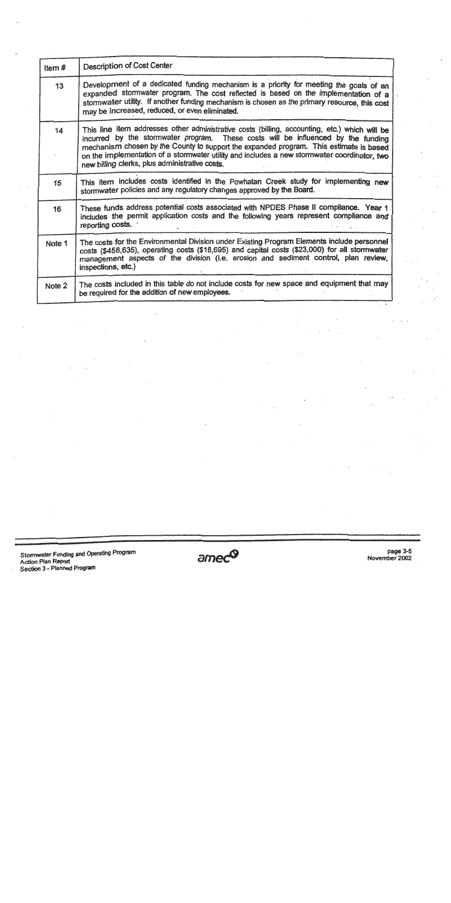| Item # | Description of Cost Center |
| --- | --- |
| 13 | Development of a dedicated funding mechanism is a priority for meeting the goals of an expanded stormwater program. The cost reflected is based on the implementation of a stormwater utility. If another funding mechanism is chosen as the primary resource, this cost may be increased, reduced, or even eliminated. |
| 14 | This line item addresses other administrative costs (billing, accounting, etc.) which will be incurred by the stormwater program. These costs will be influenced by the funding mechanism chosen by the County to support the expanded program. This estimate is based on the implementation of a stormwater utility and includes a new stormwater coordinator, two new billing clerks, plus administrative costs. |
| 15 | This item includes costs identified in the Powhatan Creek study for implementing new stormwater policies and any regulatory changes approved by the Board. |
| 16 | These funds address potential costs associated with NPDES Phase II compliance. Year 1 includes the permit application costs and the following years represent compliance and reporting costs. |
| Note 1 | The costs for the Environmental Division under Existing Program Elements include personnel costs ($458,635), operating costs ($18,695) and capital costs ($23,000) for all stormwater management aspects of the division (i.e. erosion and sediment control, plan review, inspections, etc.) |
| Note 2 | The costs included in this table do not include costs for new space and equipment that may be required for the addition of new employees. |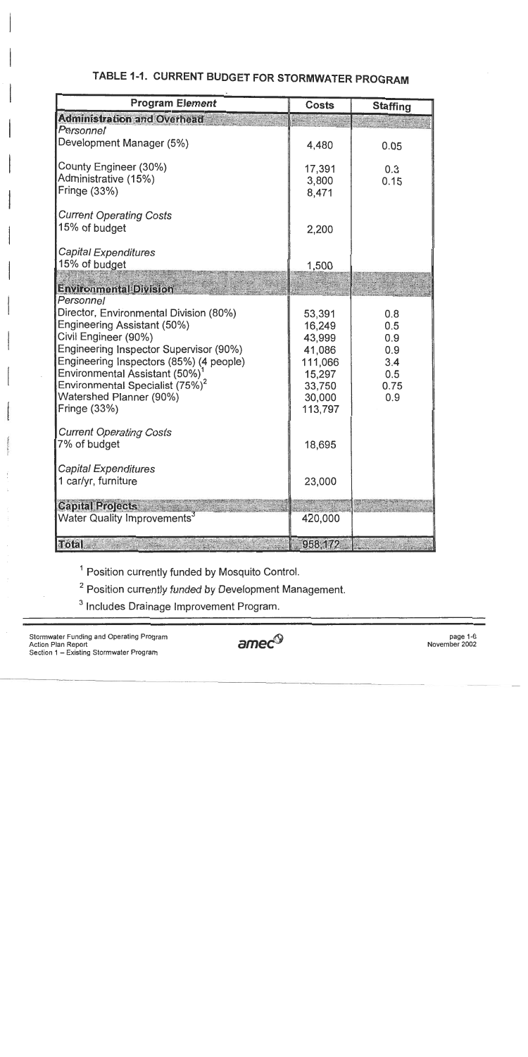## TABLE 1-1. CURRENT BUDGET FOR STORMWATER PROGRAM

| Program Element | Costs | Staffing |
|---|---|---|
| **Administration and Overhead** | | |
| *Personnel* | | |
| Development Manager (5%) | 4,480 | 0.05 |
| County Engineer (30%) | 17,391 | 0.3 |
| Administrative (15%) | 3,800 | 0.15 |
| Fringe (33%) | 8,471 | |
| *Current Operating Costs* | | |
| 15% of budget | 2,200 | |
| *Capital Expenditures* | | |
| 15% of budget | 1,500 | |
| **Environmental Division** | | |
| *Personnel* | | |
| Director, Environmental Division (80%) | 53,391 | 0.8 |
| Engineering Assistant (50%) | 16,249 | 0.5 |
| Civil Engineer (90%) | 43,999 | 0.9 |
| Engineering Inspector Supervisor (90%) | 41,086 | 0.9 |
| Engineering Inspectors (85%) (4 people) | 111,066 | 3.4 |
| Environmental Assistant (50%)[1] | 15,297 | 0.5 |
| Environmental Specialist (75%)[2] | 33,750 | 0.75 |
| Watershed Planner (90%) | 30,000 | 0.9 |
| Fringe (33%) | 113,797 | |
| *Current Operating Costs* | | |
| 7% of budget | 18,695 | |
| *Capital Expenditures* | | |
| 1 car/yr, furniture | 23,000 | |
| **Capital Projects** | | |
| Water Quality Improvements[3] | 420,000 | |
| **Total** | 958,172 | |

[1] Position currently funded by Mosquito Control.

[2] Position currently funded by Development Management.

[3] Includes Drainage Improvement Program.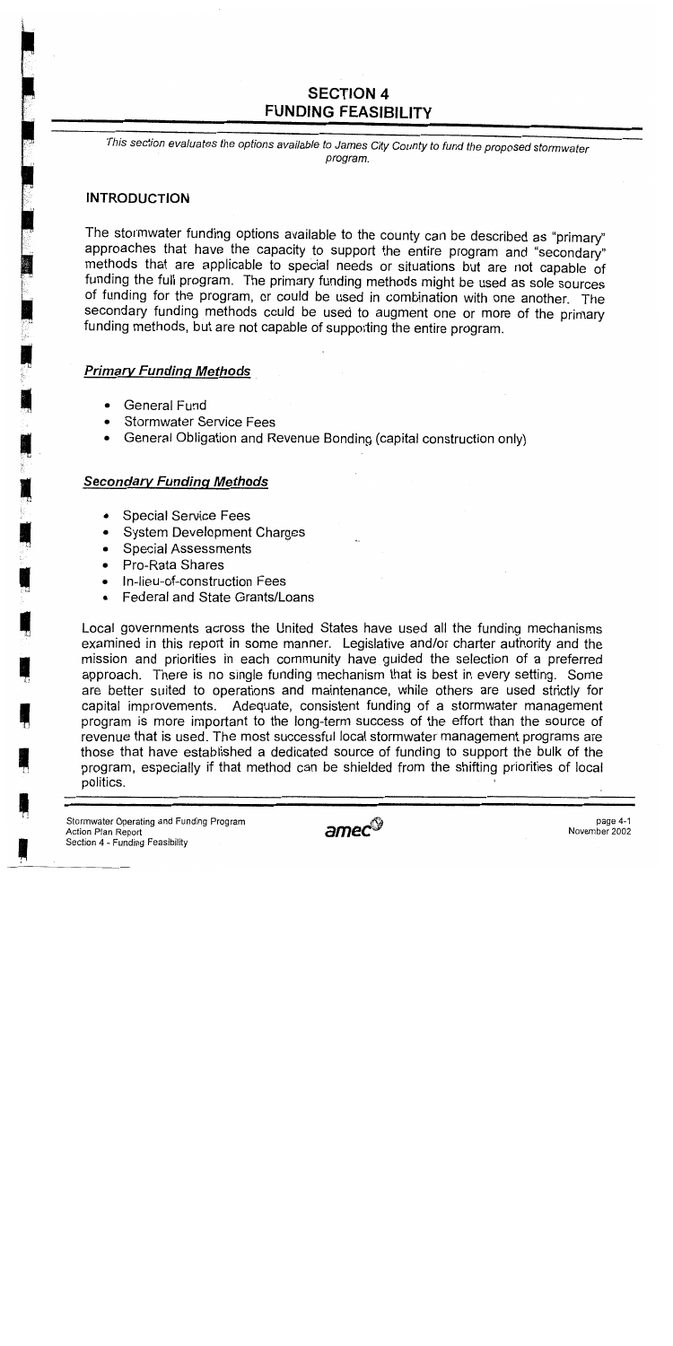# SECTION 4
# FUNDING FEASIBILITY

*This section evaluates the options available to James City County to fund the proposed stormwater program.*

## INTRODUCTION

The stormwater funding options available to the county can be described as "primary" approaches that have the capacity to support the entire program and "secondary" methods that are applicable to special needs or situations but are not capable of funding the full program. The primary funding methods might be used as sole sources of funding for the program, or could be used in combination with one another. The secondary funding methods could be used to augment one or more of the primary funding methods, but are not capable of supporting the entire program.

### *Primary Funding Methods*

- General Fund
- Stormwater Service Fees
- General Obligation and Revenue Bonding (capital construction only)

### *Secondary Funding Methods*

- Special Service Fees
- System Development Charges
- Special Assessments
- Pro-Rata Shares
- In-lieu-of-construction Fees
- Federal and State Grants/Loans

Local governments across the United States have used all the funding mechanisms examined in this report in some manner. Legislative and/or charter authority and the mission and priorities in each community have guided the selection of a preferred approach. There is no single funding mechanism that is best in every setting. Some are better suited to operations and maintenance, while others are used strictly for capital improvements. Adequate, consistent funding of a stormwater management program is more important to the long-term success of the effort than the source of revenue that is used. The most successful local stormwater management programs are those that have established a dedicated source of funding to support the bulk of the program, especially if that method can be shielded from the shifting priorities of local politics.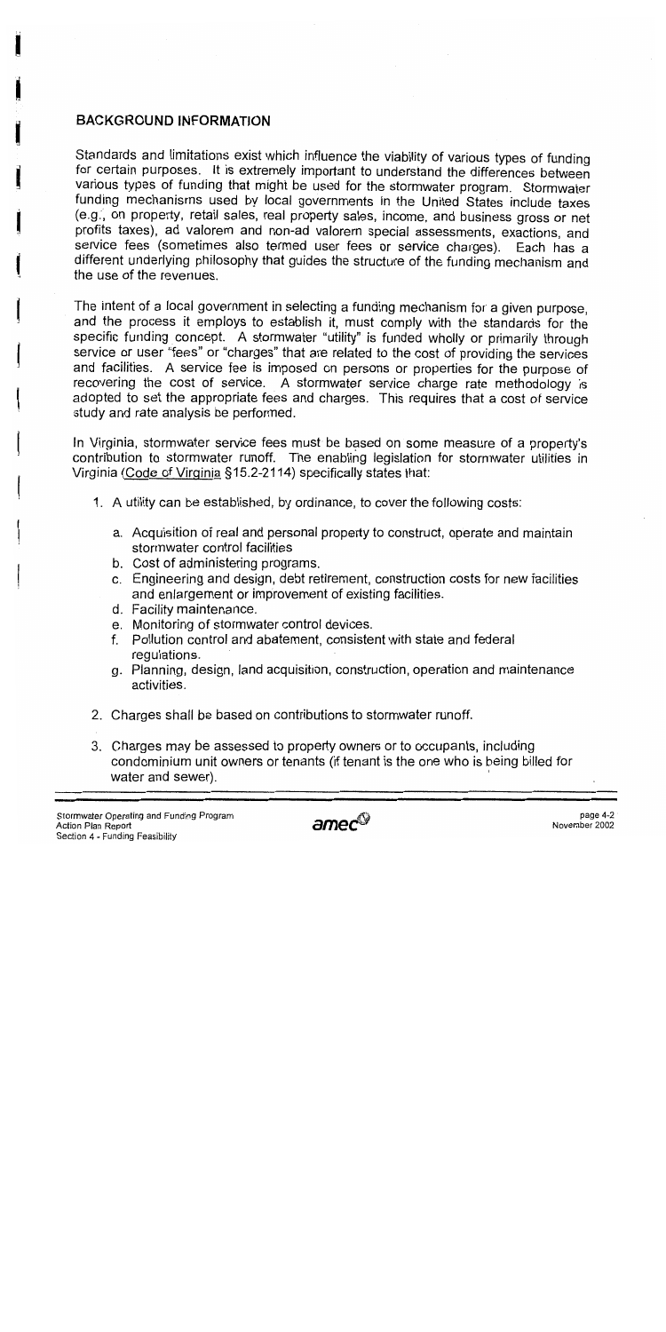## BACKGROUND INFORMATION

Standards and limitations exist which influence the viability of various types of funding for certain purposes. It is extremely important to understand the differences between various types of funding that might be used for the stormwater program. Stormwater funding mechanisms used by local governments in the United States include taxes (e.g., on property, retail sales, real property sales, income, and business gross or net profits taxes), ad valorem and non-ad valorem special assessments, exactions, and service fees (sometimes also termed user fees or service charges). Each has a different underlying philosophy that guides the structure of the funding mechanism and the use of the revenues.

The intent of a local government in selecting a funding mechanism for a given purpose, and the process it employs to establish it, must comply with the standards for the specific funding concept. A stormwater "utility" is funded wholly or primarily through service or user "fees" or "charges" that are related to the cost of providing the services and facilities. A service fee is imposed on persons or properties for the purpose of recovering the cost of service. A stormwater service charge rate methodology is adopted to set the appropriate fees and charges. This requires that a cost of service study and rate analysis be performed.

In Virginia, stormwater service fees must be based on some measure of a property's contribution to stormwater runoff. The enabling legislation for stormwater utilities in Virginia (Code of Virginia §15.2-2114) specifically states that:

1. A utility can be established, by ordinance, to cover the following costs:
   a. Acquisition of real and personal property to construct, operate and maintain stormwater control facilities
   b. Cost of administering programs.
   c. Engineering and design, debt retirement, construction costs for new facilities and enlargement or improvement of existing facilities.
   d. Facility maintenance.
   e. Monitoring of stormwater control devices.
   f. Pollution control and abatement, consistent with state and federal regulations.
   g. Planning, design, land acquisition, construction, operation and maintenance activities.
2. Charges shall be based on contributions to stormwater runoff.
3. Charges may be assessed to property owners or to occupants, including condominium unit owners or tenants (if tenant is the one who is being billed for water and sewer).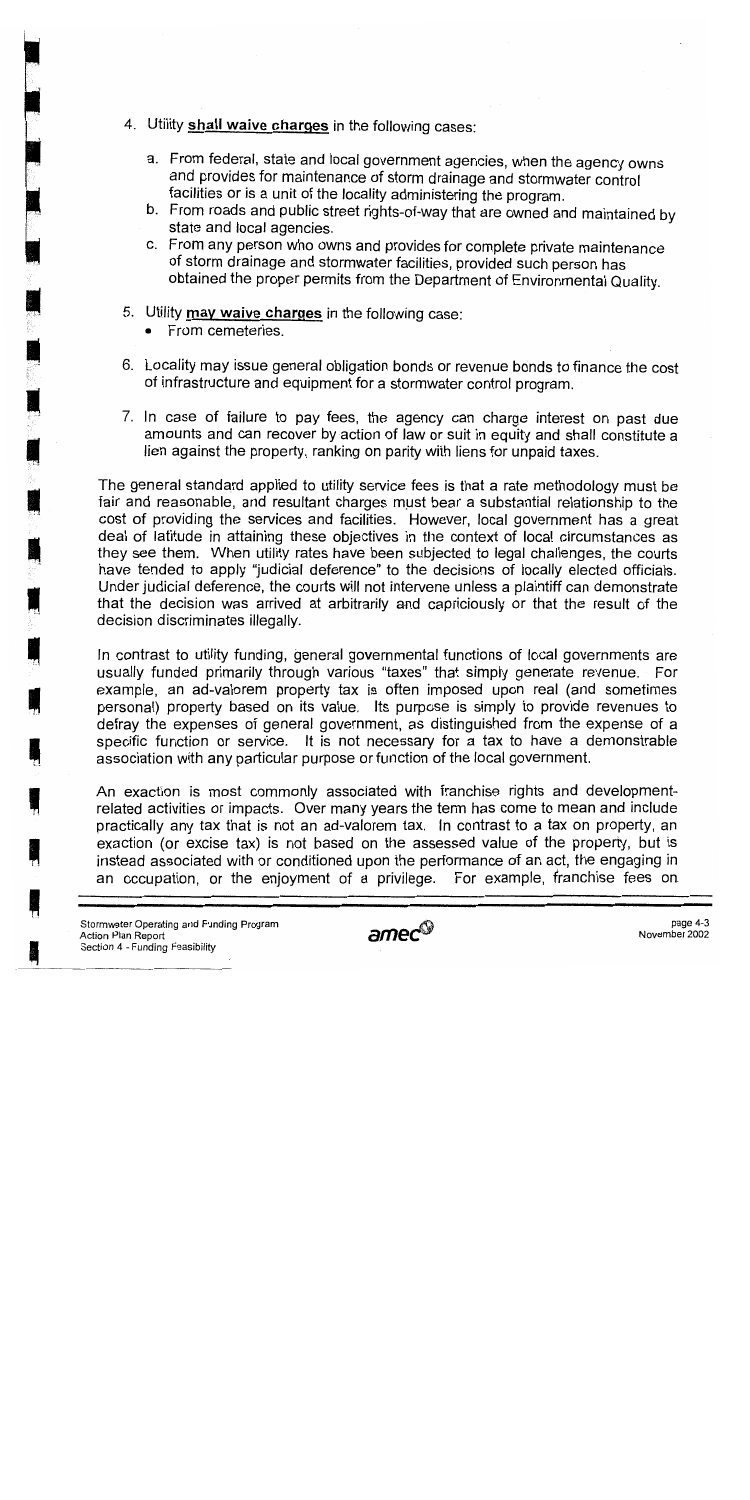4. Utility **shall waive charges** in the following cases:

   a. From federal, state and local government agencies, when the agency owns and provides for maintenance of storm drainage and stormwater control facilities or is a unit of the locality administering the program.

   b. From roads and public street rights-of-way that are owned and maintained by state and local agencies.

   c. From any person who owns and provides for complete private maintenance of storm drainage and stormwater facilities, provided such person has obtained the proper permits from the Department of Environmental Quality.

5. Utility **may waive charges** in the following case:
   - From cemeteries.

6. Locality may issue general obligation bonds or revenue bonds to finance the cost of infrastructure and equipment for a stormwater control program.

7. In case of failure to pay fees, the agency can charge interest on past due amounts and can recover by action of law or suit in equity and shall constitute a lien against the property, ranking on parity with liens for unpaid taxes.

The general standard applied to utility service fees is that a rate methodology must be fair and reasonable, and resultant charges must bear a substantial relationship to the cost of providing the services and facilities. However, local government has a great deal of latitude in attaining these objectives in the context of local circumstances as they see them. When utility rates have been subjected to legal challenges, the courts have tended to apply "judicial deference" to the decisions of locally elected officials. Under judicial deference, the courts will not intervene unless a plaintiff can demonstrate that the decision was arrived at arbitrarily and capriciously or that the result of the decision discriminates illegally.

In contrast to utility funding, general governmental functions of local governments are usually funded primarily through various "taxes" that simply generate revenue. For example, an ad-valorem property tax is often imposed upon real (and sometimes personal) property based on its value. Its purpose is simply to provide revenues to defray the expenses of general government, as distinguished from the expense of a specific function or service. It is not necessary for a tax to have a demonstrable association with any particular purpose or function of the local government.

An exaction is most commonly associated with franchise rights and development-related activities or impacts. Over many years the term has come to mean and include practically any tax that is not an ad-valorem tax. In contrast to a tax on property, an exaction (or excise tax) is not based on the assessed value of the property, but is instead associated with or conditioned upon the performance of an act, the engaging in an occupation, or the enjoyment of a privilege. For example, franchise fees on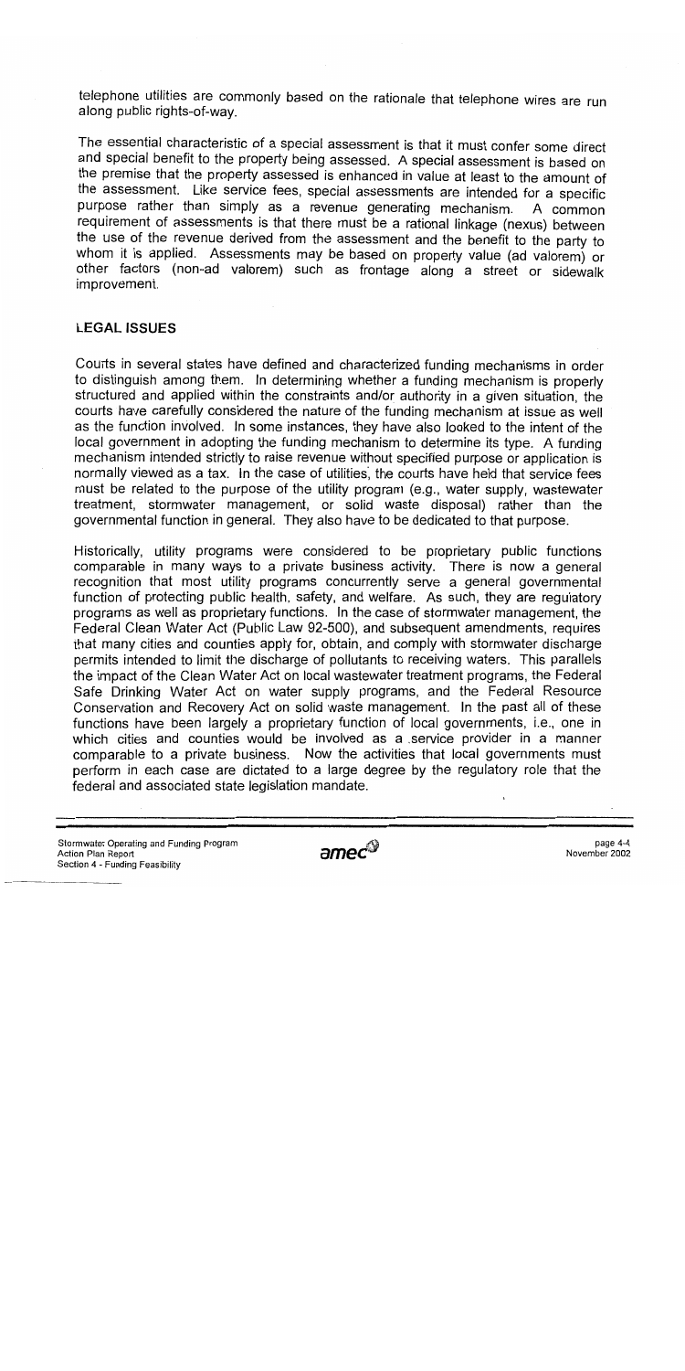telephone utilities are commonly based on the rationale that telephone wires are run along public rights-of-way.

The essential characteristic of a special assessment is that it must confer some direct and special benefit to the property being assessed. A special assessment is based on the premise that the property assessed is enhanced in value at least to the amount of the assessment. Like service fees, special assessments are intended for a specific purpose rather than simply as a revenue generating mechanism. A common requirement of assessments is that there must be a rational linkage (nexus) between the use of the revenue derived from the assessment and the benefit to the party to whom it is applied. Assessments may be based on property value (ad valorem) or other factors (non-ad valorem) such as frontage along a street or sidewalk improvement.

## LEGAL ISSUES

Courts in several states have defined and characterized funding mechanisms in order to distinguish among them. In determining whether a funding mechanism is properly structured and applied within the constraints and/or authority in a given situation, the courts have carefully considered the nature of the funding mechanism at issue as well as the function involved. In some instances, they have also looked to the intent of the local government in adopting the funding mechanism to determine its type. A funding mechanism intended strictly to raise revenue without specified purpose or application is normally viewed as a tax. In the case of utilities, the courts have held that service fees must be related to the purpose of the utility program (e.g., water supply, wastewater treatment, stormwater management, or solid waste disposal) rather than the governmental function in general. They also have to be dedicated to that purpose.

Historically, utility programs were considered to be proprietary public functions comparable in many ways to a private business activity. There is now a general recognition that most utility programs concurrently serve a general governmental function of protecting public health, safety, and welfare. As such, they are regulatory programs as well as proprietary functions. In the case of stormwater management, the Federal Clean Water Act (Public Law 92-500), and subsequent amendments, requires that many cities and counties apply for, obtain, and comply with stormwater discharge permits intended to limit the discharge of pollutants to receiving waters. This parallels the impact of the Clean Water Act on local wastewater treatment programs, the Federal Safe Drinking Water Act on water supply programs, and the Federal Resource Conservation and Recovery Act on solid waste management. In the past all of these functions have been largely a proprietary function of local governments, i.e., one in which cities and counties would be involved as a service provider in a manner comparable to a private business. Now the activities that local governments must perform in each case are dictated to a large degree by the regulatory role that the federal and associated state legislation mandate.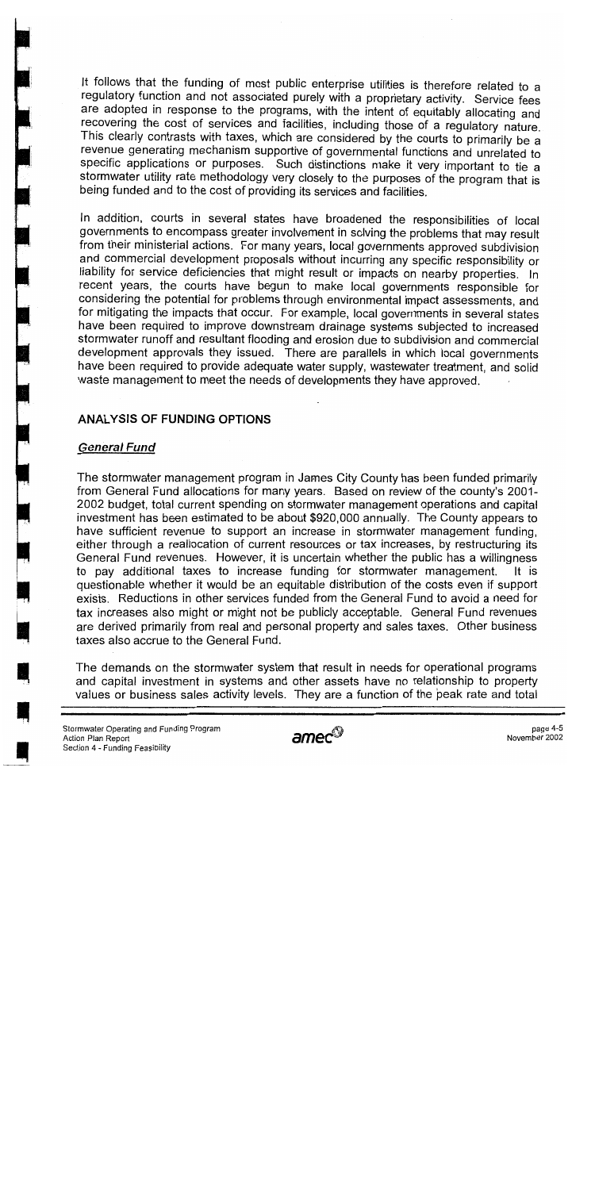It follows that the funding of most public enterprise utilities is therefore related to a regulatory function and not associated purely with a proprietary activity. Service fees are adopted in response to the programs, with the intent of equitably allocating and recovering the cost of services and facilities, including those of a regulatory nature. This clearly contrasts with taxes, which are considered by the courts to primarily be a revenue generating mechanism supportive of governmental functions and unrelated to specific applications or purposes. Such distinctions make it very important to tie a stormwater utility rate methodology very closely to the purposes of the program that is being funded and to the cost of providing its services and facilities.

In addition, courts in several states have broadened the responsibilities of local governments to encompass greater involvement in solving the problems that may result from their ministerial actions. For many years, local governments approved subdivision and commercial development proposals without incurring any specific responsibility or liability for service deficiencies that might result or impacts on nearby properties. In recent years, the courts have begun to make local governments responsible for considering the potential for problems through environmental impact assessments, and for mitigating the impacts that occur. For example, local governments in several states have been required to improve downstream drainage systems subjected to increased stormwater runoff and resultant flooding and erosion due to subdivision and commercial development approvals they issued. There are parallels in which local governments have been required to provide adequate water supply, wastewater treatment, and solid waste management to meet the needs of developments they have approved.

## ANALYSIS OF FUNDING OPTIONS

### *General Fund*

The stormwater management program in James City County has been funded primarily from General Fund allocations for many years. Based on review of the county's 2001-2002 budget, total current spending on stormwater management operations and capital investment has been estimated to be about $920,000 annually. The County appears to have sufficient revenue to support an increase in stormwater management funding, either through a reallocation of current resources or tax increases, by restructuring its General Fund revenues. However, it is uncertain whether the public has a willingness to pay additional taxes to increase funding for stormwater management. It is questionable whether it would be an equitable distribution of the costs even if support exists. Reductions in other services funded from the General Fund to avoid a need for tax increases also might or might not be publicly acceptable. General Fund revenues are derived primarily from real and personal property and sales taxes. Other business taxes also accrue to the General Fund.

The demands on the stormwater system that result in needs for operational programs and capital investment in systems and other assets have no relationship to property values or business sales activity levels. They are a function of the peak rate and total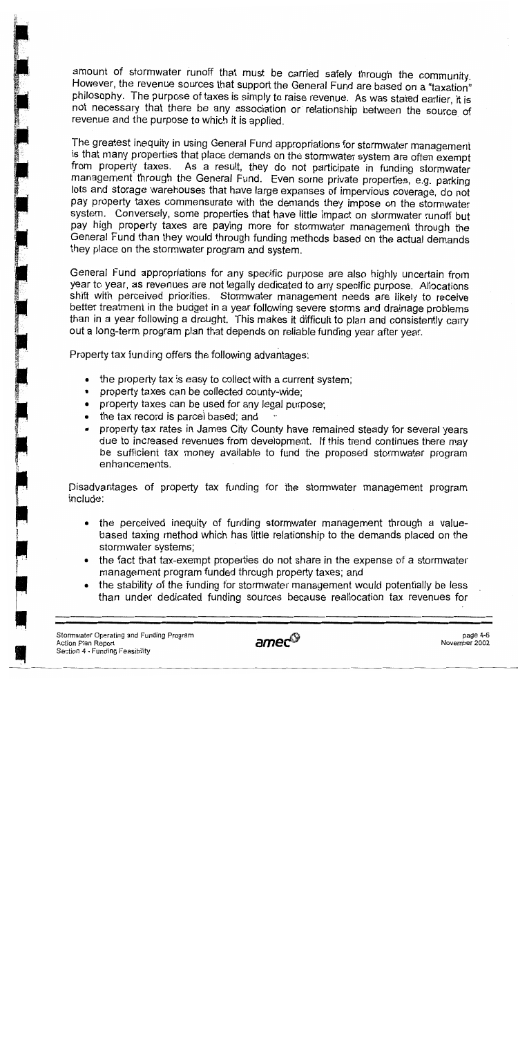amount of stormwater runoff that must be carried safely through the community. However, the revenue sources that support the General Fund are based on a "taxation" philosophy. The purpose of taxes is simply to raise revenue. As was stated earlier, it is not necessary that there be any association or relationship between the source of revenue and the purpose to which it is applied.

The greatest inequity in using General Fund appropriations for stormwater management is that many properties that place demands on the stormwater system are often exempt from property taxes. As a result, they do not participate in funding stormwater management through the General Fund. Even some private properties, e.g. parking lots and storage warehouses that have large expanses of impervious coverage, do not pay property taxes commensurate with the demands they impose on the stormwater system. Conversely, some properties that have little impact on stormwater runoff but pay high property taxes are paying more for stormwater management through the General Fund than they would through funding methods based on the actual demands they place on the stormwater program and system.

General Fund appropriations for any specific purpose are also highly uncertain from year to year, as revenues are not legally dedicated to any specific purpose. Allocations shift with perceived priorities. Stormwater management needs are likely to receive better treatment in the budget in a year following severe storms and drainage problems than in a year following a drought. This makes it difficult to plan and consistently carry out a long-term program plan that depends on reliable funding year after year.

Property tax funding offers the following advantages:

- the property tax is easy to collect with a current system;
- property taxes can be collected county-wide;
- property taxes can be used for any legal purpose;
- the tax record is parcel based; and
- property tax rates in James City County have remained steady for several years due to increased revenues from development. If this trend continues there may be sufficient tax money available to fund the proposed stormwater program enhancements.

Disadvantages of property tax funding for the stormwater management program include:

- the perceived inequity of funding stormwater management through a value-based taxing method which has little relationship to the demands placed on the stormwater systems;
- the fact that tax-exempt properties do not share in the expense of a stormwater management program funded through property taxes; and
- the stability of the funding for stormwater management would potentially be less than under dedicated funding sources because reallocation tax revenues for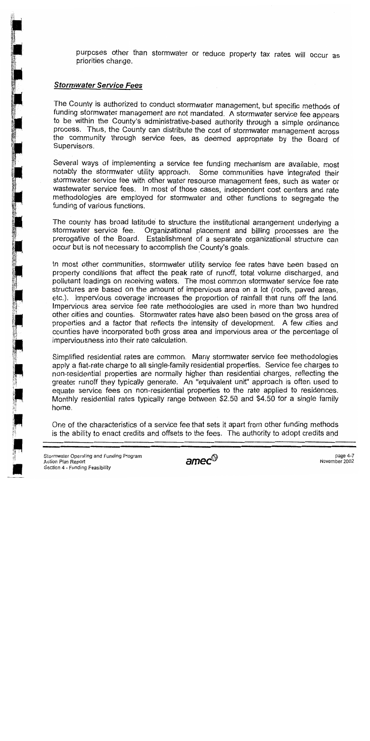purposes other than stormwater or reduce property tax rates will occur as priorities change.

### *Stormwater Service Fees*

The County is authorized to conduct stormwater management, but specific methods of funding stormwater management are not mandated. A stormwater service fee appears to be within the County's administrative-based authority through a simple ordinance process. Thus, the County can distribute the cost of stormwater management across the community through service fees, as deemed appropriate by the Board of Supervisors.

Several ways of implementing a service fee funding mechanism are available, most notably the stormwater utility approach. Some communities have integrated their stormwater service fee with other water resource management fees, such as water or wastewater service fees. In most of those cases, independent cost centers and rate methodologies are employed for stormwater and other functions to segregate the funding of various functions.

The county has broad latitude to structure the institutional arrangement underlying a stormwater service fee. Organizational placement and billing processes are the prerogative of the Board. Establishment of a separate organizational structure can occur but is not necessary to accomplish the County's goals.

In most other communities, stormwater utility service fee rates have been based on property conditions that affect the peak rate of runoff, total volume discharged, and pollutant loadings on receiving waters. The most common stormwater service fee rate structures are based on the amount of impervious area on a lot (roofs, paved areas, etc.). Impervious coverage increases the proportion of rainfall that runs off the land. Impervious area service fee rate methodologies are used in more than two hundred other cities and counties. Stormwater rates have also been based on the gross area of properties and a factor that reflects the intensity of development. A few cities and counties have incorporated both gross area and impervious area or the percentage of imperviousness into their rate calculation.

Simplified residential rates are common. Many stormwater service fee methodologies apply a flat-rate charge to all single-family residential properties. Service fee charges to non-residential properties are normally higher than residential charges, reflecting the greater runoff they typically generate. An "equivalent unit" approach is often used to equate service fees on non-residential properties to the rate applied to residences. Monthly residential rates typically range between $2.50 and $4.50 for a single family home.

One of the characteristics of a service fee that sets it apart from other funding methods is the ability to enact credits and offsets to the fees. The authority to adopt credits and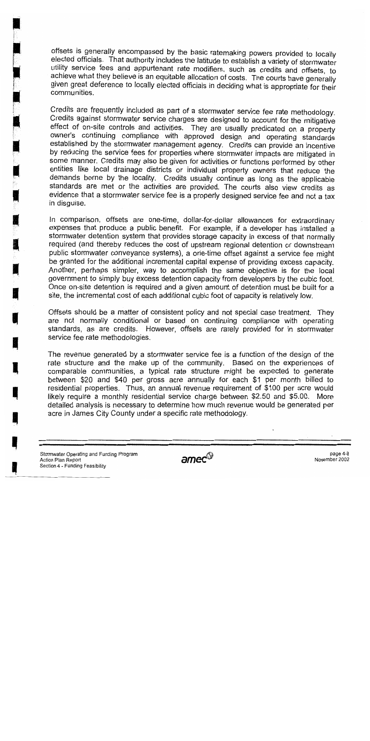offsets is generally encompassed by the basic ratemaking powers provided to locally elected officials. That authority includes the latitude to establish a variety of stormwater utility service fees and appurtenant rate modifiers, such as credits and offsets, to achieve what they believe is an equitable allocation of costs. The courts have generally given great deference to locally elected officials in deciding what is appropriate for their communities.

Credits are frequently included as part of a stormwater service fee rate methodology. Credits against stormwater service charges are designed to account for the mitigative effect of on-site controls and activities. They are usually predicated on a property owner's continuing compliance with approved design and operating standards established by the stormwater management agency. Credits can provide an incentive by reducing the service fees for properties where stormwater impacts are mitigated in some manner. Credits may also be given for activities or functions performed by other entities like local drainage districts or individual property owners that reduce the demands borne by the locality. Credits usually continue as long as the applicable standards are met or the activities are provided. The courts also view credits as evidence that a stormwater service fee is a properly designed service fee and not a tax in disguise.

In comparison, offsets are one-time, dollar-for-dollar allowances for extraordinary expenses that produce a public benefit. For example, if a developer has installed a stormwater detention system that provides storage capacity in excess of that normally required (and thereby reduces the cost of upstream regional detention or downstream public stormwater conveyance systems), a one-time offset against a service fee might be granted for the additional incremental capital expense of providing excess capacity. Another, perhaps simpler, way to accomplish the same objective is for the local government to simply buy excess detention capacity from developers by the cubic foot. Once on-site detention is required and a given amount of detention must be built for a site, the incremental cost of each additional cubic foot of capacity is relatively low.

Offsets should be a matter of consistent policy and not special case treatment. They are not normally conditional or based on continuing compliance with operating standards, as are credits. However, offsets are rarely provided for in stormwater service fee rate methodologies.

The revenue generated by a stormwater service fee is a function of the design of the rate structure and the make up of the community. Based on the experiences of comparable communities, a typical rate structure might be expected to generate between \$20 and \$40 per gross acre annually for each \$1 per month billed to residential properties. Thus, an annual revenue requirement of \$100 per acre would likely require a monthly residential service charge between \$2.50 and \$5.00. More detailed analysis is necessary to determine how much revenue would be generated per acre in James City County under a specific rate methodology.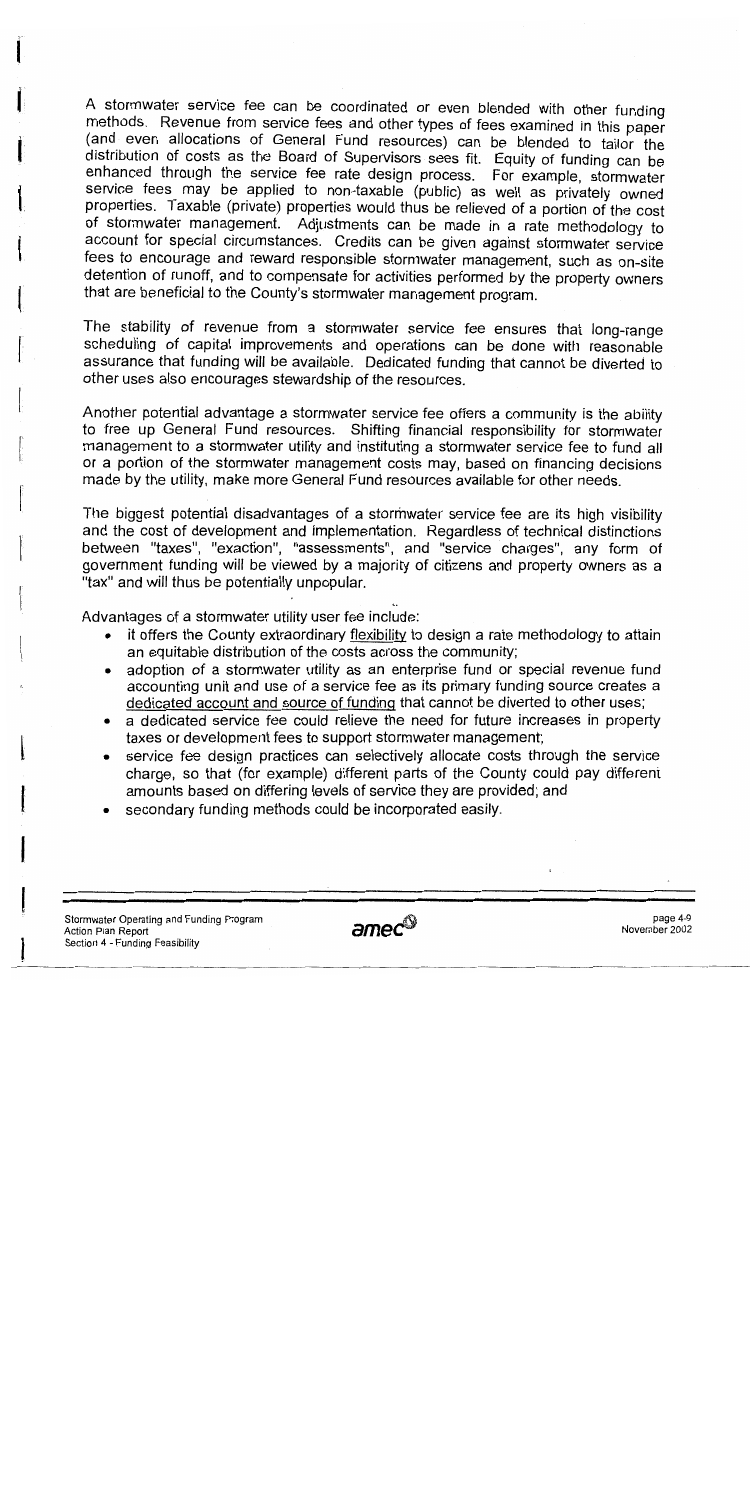A stormwater service fee can be coordinated or even blended with other funding methods. Revenue from service fees and other types of fees examined in this paper (and even allocations of General Fund resources) can be blended to tailor the distribution of costs as the Board of Supervisors sees fit. Equity of funding can be enhanced through the service fee rate design process. For example, stormwater service fees may be applied to non-taxable (public) as well as privately owned properties. Taxable (private) properties would thus be relieved of a portion of the cost of stormwater management. Adjustments can be made in a rate methodology to account for special circumstances. Credits can be given against stormwater service fees to encourage and reward responsible stormwater management, such as on-site detention of runoff, and to compensate for activities performed by the property owners that are beneficial to the County's stormwater management program.

The stability of revenue from a stormwater service fee ensures that long-range scheduling of capital improvements and operations can be done with reasonable assurance that funding will be available. Dedicated funding that cannot be diverted to other uses also encourages stewardship of the resources.

Another potential advantage a stormwater service fee offers a community is the ability to free up General Fund resources. Shifting financial responsibility for stormwater management to a stormwater utility and instituting a stormwater service fee to fund all or a portion of the stormwater management costs may, based on financing decisions made by the utility, make more General Fund resources available for other needs.

The biggest potential disadvantages of a stormwater service fee are its high visibility and the cost of development and implementation. Regardless of technical distinctions between "taxes", "exaction", "assessments", and "service charges", any form of government funding will be viewed by a majority of citizens and property owners as a "tax" and will thus be potentially unpopular.

Advantages of a stormwater utility user fee include:

- it offers the County extraordinary <u>flexibility</u> to design a rate methodology to attain an equitable distribution of the costs across the community;
- adoption of a stormwater utility as an enterprise fund or special revenue fund accounting unit and use of a service fee as its primary funding source creates a <u>dedicated account and source of funding</u> that cannot be diverted to other uses;
- a dedicated service fee could relieve the need for future increases in property taxes or development fees to support stormwater management;
- service fee design practices can selectively allocate costs through the service charge, so that (for example) different parts of the County could pay different amounts based on differing levels of service they are provided; and
- secondary funding methods could be incorporated easily.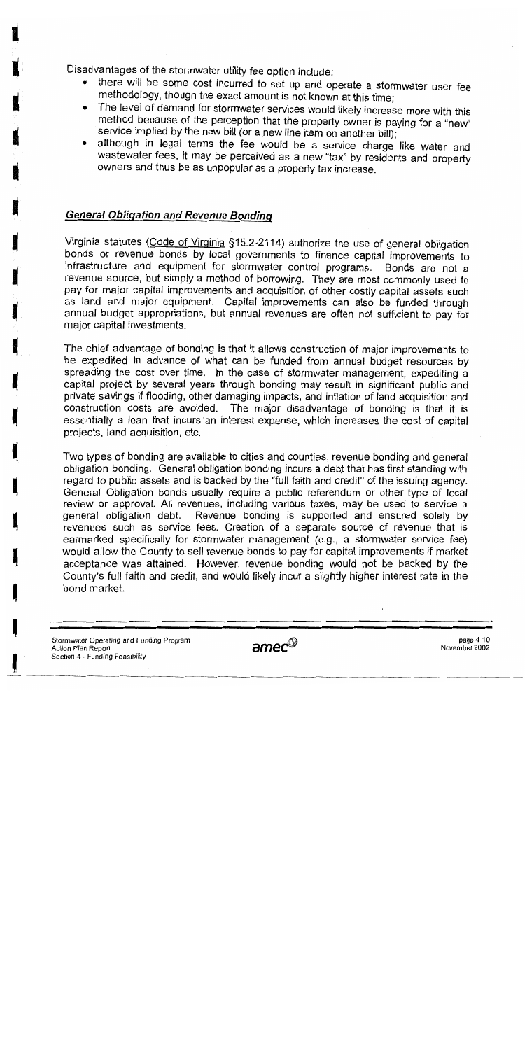Disadvantages of the stormwater utility fee option include:

- there will be some cost incurred to set up and operate a stormwater user fee methodology, though the exact amount is not known at this time;
- The level of demand for stormwater services would likely increase more with this method because of the perception that the property owner is paying for a "new" service implied by the new bill (or a new line item on another bill);
- although in legal terms the fee would be a service charge like water and wastewater fees, it may be perceived as a new "tax" by residents and property owners and thus be as unpopular as a property tax increase.

## *General Obligation and Revenue Bonding*

Virginia statutes (Code of Virginia §15.2-2114) authorize the use of general obligation bonds or revenue bonds by local governments to finance capital improvements to infrastructure and equipment for stormwater control programs. Bonds are not a revenue source, but simply a method of borrowing. They are most commonly used to pay for major capital improvements and acquisition of other costly capital assets such as land and major equipment. Capital improvements can also be funded through annual budget appropriations, but annual revenues are often not sufficient to pay for major capital investments.

The chief advantage of bonding is that it allows construction of major improvements to be expedited in advance of what can be funded from annual budget resources by spreading the cost over time. In the case of stormwater management, expediting a capital project by several years through bonding may result in significant public and private savings if flooding, other damaging impacts, and inflation of land acquisition and construction costs are avoided. The major disadvantage of bonding is that it is essentially a loan that incurs an interest expense, which increases the cost of capital projects, land acquisition, etc.

Two types of bonding are available to cities and counties, revenue bonding and general obligation bonding. General obligation bonding incurs a debt that has first standing with regard to public assets and is backed by the "full faith and credit" of the issuing agency. General Obligation bonds usually require a public referendum or other type of local review or approval. All revenues, including various taxes, may be used to service a general obligation debt. Revenue bonding is supported and ensured solely by revenues such as service fees. Creation of a separate source of revenue that is earmarked specifically for stormwater management (e.g., a stormwater service fee) would allow the County to sell revenue bonds to pay for capital improvements if market acceptance was attained. However, revenue bonding would not be backed by the County's full faith and credit, and would likely incur a slightly higher interest rate in the bond market.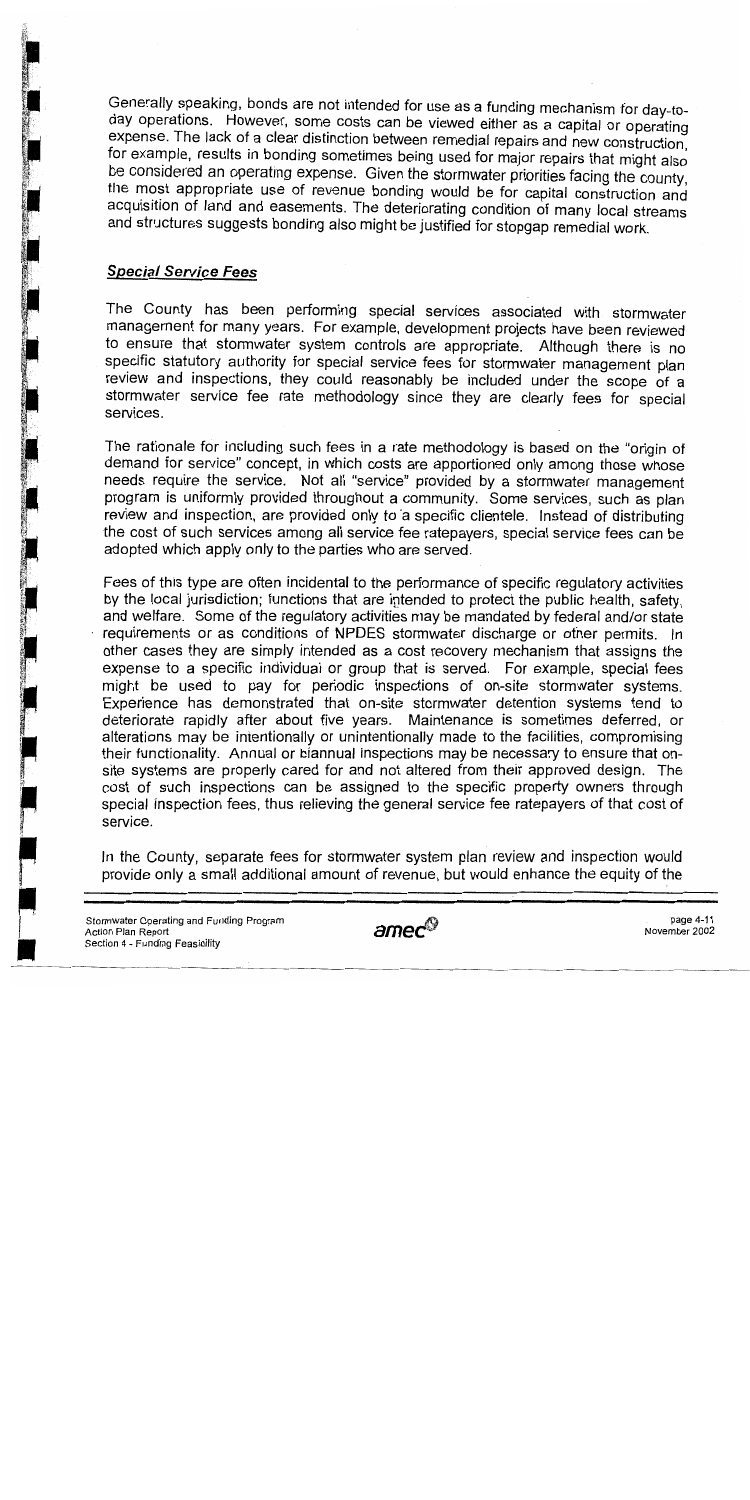Generally speaking, bonds are not intended for use as a funding mechanism for day-to-day operations. However, some costs can be viewed either as a capital or operating expense. The lack of a clear distinction between remedial repairs and new construction, for example, results in bonding sometimes being used for major repairs that might also be considered an operating expense. Given the stormwater priorities facing the county, the most appropriate use of revenue bonding would be for capital construction and acquisition of land and easements. The deteriorating condition of many local streams and structures suggests bonding also might be justified for stopgap remedial work.

### *Special Service Fees*

The County has been performing special services associated with stormwater management for many years. For example, development projects have been reviewed to ensure that stormwater system controls are appropriate. Although there is no specific statutory authority for special service fees for stormwater management plan review and inspections, they could reasonably be included under the scope of a stormwater service fee rate methodology since they are clearly fees for special services.

The rationale for including such fees in a rate methodology is based on the "origin of demand for service" concept, in which costs are apportioned only among those whose needs require the service. Not all "service" provided by a stormwater management program is uniformly provided throughout a community. Some services, such as plan review and inspection, are provided only to a specific clientele. Instead of distributing the cost of such services among all service fee ratepayers, special service fees can be adopted which apply only to the parties who are served.

Fees of this type are often incidental to the performance of specific regulatory activities by the local jurisdiction; functions that are intended to protect the public health, safety, and welfare. Some of the regulatory activities may be mandated by federal and/or state requirements or as conditions of NPDES stormwater discharge or other permits. In other cases they are simply intended as a cost recovery mechanism that assigns the expense to a specific individual or group that is served. For example, special fees might be used to pay for periodic inspections of on-site stormwater systems. Experience has demonstrated that on-site stormwater detention systems tend to deteriorate rapidly after about five years. Maintenance is sometimes deferred, or alterations may be intentionally or unintentionally made to the facilities, compromising their functionality. Annual or biannual inspections may be necessary to ensure that on-site systems are properly cared for and not altered from their approved design. The cost of such inspections can be assigned to the specific property owners through special inspection fees, thus relieving the general service fee ratepayers of that cost of service.

In the County, separate fees for stormwater system plan review and inspection would provide only a small additional amount of revenue, but would enhance the equity of the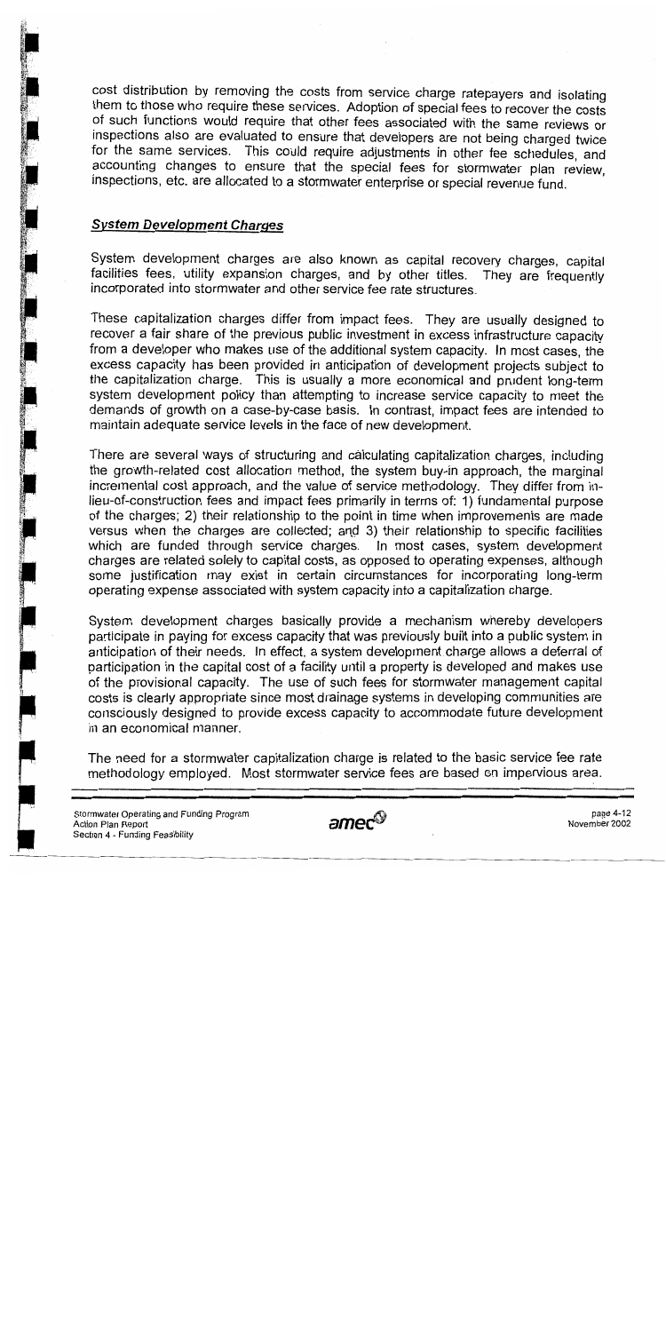cost distribution by removing the costs from service charge ratepayers and isolating them to those who require these services. Adoption of special fees to recover the costs of such functions would require that other fees associated with the same reviews or inspections also are evaluated to ensure that developers are not being charged twice for the same services. This could require adjustments in other fee schedules, and accounting changes to ensure that the special fees for stormwater plan review, inspections, etc. are allocated to a stormwater enterprise or special revenue fund.

### *System Development Charges*

System development charges are also known as capital recovery charges, capital facilities fees, utility expansion charges, and by other titles. They are frequently incorporated into stormwater and other service fee rate structures.

These capitalization charges differ from impact fees. They are usually designed to recover a fair share of the previous public investment in excess infrastructure capacity from a developer who makes use of the additional system capacity. In most cases, the excess capacity has been provided in anticipation of development projects subject to the capitalization charge. This is usually a more economical and prudent long-term system development policy than attempting to increase service capacity to meet the demands of growth on a case-by-case basis. In contrast, impact fees are intended to maintain adequate service levels in the face of new development.

There are several ways of structuring and calculating capitalization charges, including the growth-related cost allocation method, the system buy-in approach, the marginal incremental cost approach, and the value of service methodology. They differ from in-lieu-of-construction fees and impact fees primarily in terms of: 1) fundamental purpose of the charges; 2) their relationship to the point in time when improvements are made versus when the charges are collected; and 3) their relationship to specific facilities which are funded through service charges. In most cases, system development charges are related solely to capital costs, as opposed to operating expenses, although some justification may exist in certain circumstances for incorporating long-term operating expense associated with system capacity into a capitalization charge.

System development charges basically provide a mechanism whereby developers participate in paying for excess capacity that was previously built into a public system in anticipation of their needs. In effect, a system development charge allows a deferral of participation in the capital cost of a facility until a property is developed and makes use of the provisional capacity. The use of such fees for stormwater management capital costs is clearly appropriate since most drainage systems in developing communities are consciously designed to provide excess capacity to accommodate future development in an economical manner.

The need for a stormwater capitalization charge is related to the basic service fee rate methodology employed. Most stormwater service fees are based on impervious area.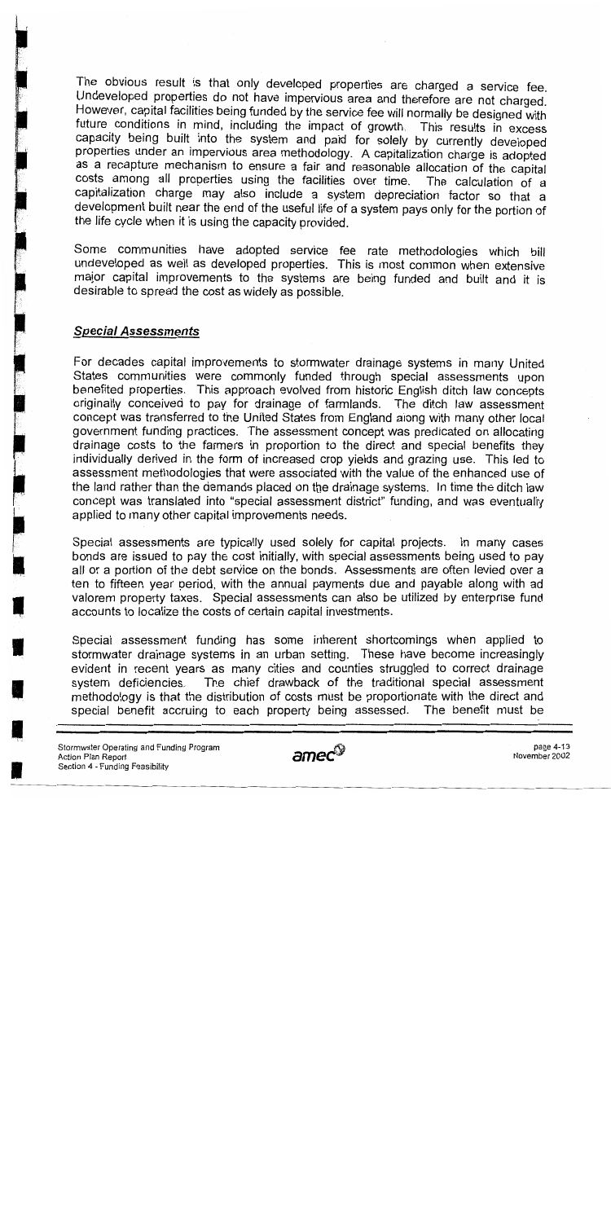The obvious result is that only developed properties are charged a service fee. Undeveloped properties do not have impervious area and therefore are not charged. However, capital facilities being funded by the service fee will normally be designed with future conditions in mind, including the impact of growth. This results in excess capacity being built into the system and paid for solely by currently developed properties under an impervious area methodology. A capitalization charge is adopted as a recapture mechanism to ensure a fair and reasonable allocation of the capital costs among all properties using the facilities over time. The calculation of a capitalization charge may also include a system depreciation factor so that a development built near the end of the useful life of a system pays only for the portion of the life cycle when it is using the capacity provided.

Some communities have adopted service fee rate methodologies which bill undeveloped as well as developed properties. This is most common when extensive major capital improvements to the systems are being funded and built and it is desirable to spread the cost as widely as possible.

### ***Special Assessments***

For decades capital improvements to stormwater drainage systems in many United States communities were commonly funded through special assessments upon benefited properties. This approach evolved from historic English ditch law concepts originally conceived to pay for drainage of farmlands. The ditch law assessment concept was transferred to the United States from England along with many other local government funding practices. The assessment concept was predicated on allocating drainage costs to the farmers in proportion to the direct and special benefits they individually derived in the form of increased crop yields and grazing use. This led to assessment methodologies that were associated with the value of the enhanced use of the land rather than the demands placed on the drainage systems. In time the ditch law concept was translated into "special assessment district" funding, and was eventually applied to many other capital improvements needs.

Special assessments are typically used solely for capital projects. In many cases bonds are issued to pay the cost initially, with special assessments being used to pay all or a portion of the debt service on the bonds. Assessments are often levied over a ten to fifteen year period, with the annual payments due and payable along with ad valorem property taxes. Special assessments can also be utilized by enterprise fund accounts to localize the costs of certain capital investments.

Special assessment funding has some inherent shortcomings when applied to stormwater drainage systems in an urban setting. These have become increasingly evident in recent years as many cities and counties struggled to correct drainage system deficiencies. The chief drawback of the traditional special assessment methodology is that the distribution of costs must be proportionate with the direct and special benefit accruing to each property being assessed. The benefit must be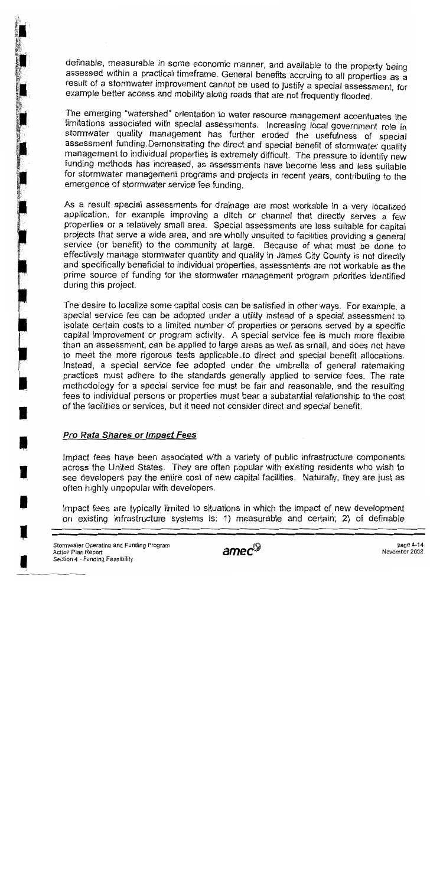definable, measurable in some economic manner, and available to the property being assessed within a practical timeframe. General benefits accruing to all properties as a result of a stormwater improvement cannot be used to justify a special assessment, for example better access and mobility along roads that are not frequently flooded.

The emerging "watershed" orientation to water resource management accentuates the limitations associated with special assessments. Increasing local government role in stormwater quality management has further eroded the usefulness of special assessment funding. Demonstrating the direct and special benefit of stormwater quality management to individual properties is extremely difficult. The pressure to identify new funding methods has increased, as assessments have become less and less suitable for stormwater management programs and projects in recent years, contributing to the emergence of stormwater service fee funding.

As a result special assessments for drainage are most workable in a very localized application, for example improving a ditch or channel that directly serves a few properties or a relatively small area. Special assessments are less suitable for capital projects that serve a wide area, and are wholly unsuited to facilities providing a general service (or benefit) to the community at large. Because of what must be done to effectively manage stormwater quantity and quality in James City County is not directly and specifically beneficial to individual properties, assessments are not workable as the prime source of funding for the stormwater management program priorities identified during this project.

The desire to localize some capital costs can be satisfied in other ways. For example, a special service fee can be adopted under a utility instead of a special assessment to isolate certain costs to a limited number of properties or persons served by a specific capital improvement or program activity. A special service fee is much more flexible than an assessment, can be applied to large areas as well as small, and does not have to meet the more rigorous tests applicable to direct and special benefit allocations. Instead, a special service fee adopted under the umbrella of general ratemaking practices must adhere to the standards generally applied to service fees. The rate methodology for a special service fee must be fair and reasonable, and the resulting fees to individual persons or properties must bear a substantial relationship to the cost of the facilities or services, but it need not consider direct and special benefit.

### *Pro Rata Shares or Impact Fees*

Impact fees have been associated with a variety of public infrastructure components across the United States. They are often popular with existing residents who wish to see developers pay the entire cost of new capital facilities. Naturally, they are just as often highly unpopular with developers.

Impact fees are typically limited to situations in which the impact of new development on existing infrastructure systems is: 1) measurable and certain; 2) of definable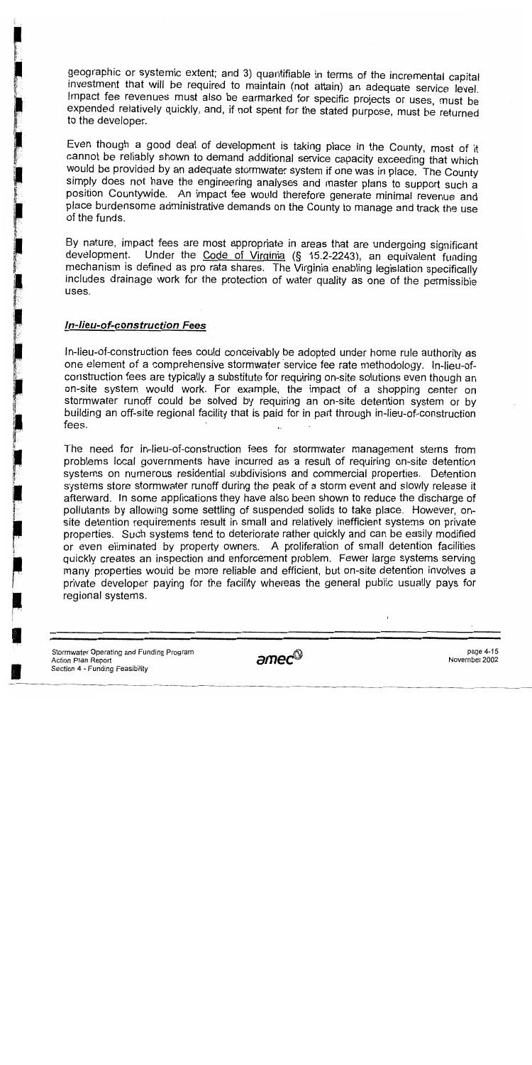geographic or systemic extent; and 3) quantifiable in terms of the incremental capital investment that will be required to maintain (not attain) an adequate service level. Impact fee revenues must also be earmarked for specific projects or uses, must be expended relatively quickly, and, if not spent for the stated purpose, must be returned to the developer.

Even though a good deal of development is taking place in the County, most of it cannot be reliably shown to demand additional service capacity exceeding that which would be provided by an adequate stormwater system if one was in place. The County simply does not have the engineering analyses and master plans to support such a position Countywide. An impact fee would therefore generate minimal revenue and place burdensome administrative demands on the County to manage and track the use of the funds.

By nature, impact fees are most appropriate in areas that are undergoing significant development. Under the Code of Virginia (§ 15.2-2243), an equivalent funding mechanism is defined as pro rata shares. The Virginia enabling legislation specifically includes drainage work for the protection of water quality as one of the permissible uses.

### *In-lieu-of-construction Fees*

In-lieu-of-construction fees could conceivably be adopted under home rule authority as one element of a comprehensive stormwater service fee rate methodology. In-lieu-of-construction fees are typically a substitute for requiring on-site solutions even though an on-site system would work. For example, the impact of a shopping center on stormwater runoff could be solved by requiring an on-site detention system or by building an off-site regional facility that is paid for in part through in-lieu-of-construction fees.

The need for in-lieu-of-construction fees for stormwater management stems from problems local governments have incurred as a result of requiring on-site detention systems on numerous residential subdivisions and commercial properties. Detention systems store stormwater runoff during the peak of a storm event and slowly release it afterward. In some applications they have also been shown to reduce the discharge of pollutants by allowing some settling of suspended solids to take place. However, on-site detention requirements result in small and relatively inefficient systems on private properties. Such systems tend to deteriorate rather quickly and can be easily modified or even eliminated by property owners. A proliferation of small detention facilities quickly creates an inspection and enforcement problem. Fewer large systems serving many properties would be more reliable and efficient, but on-site detention involves a private developer paying for the facility whereas the general public usually pays for regional systems.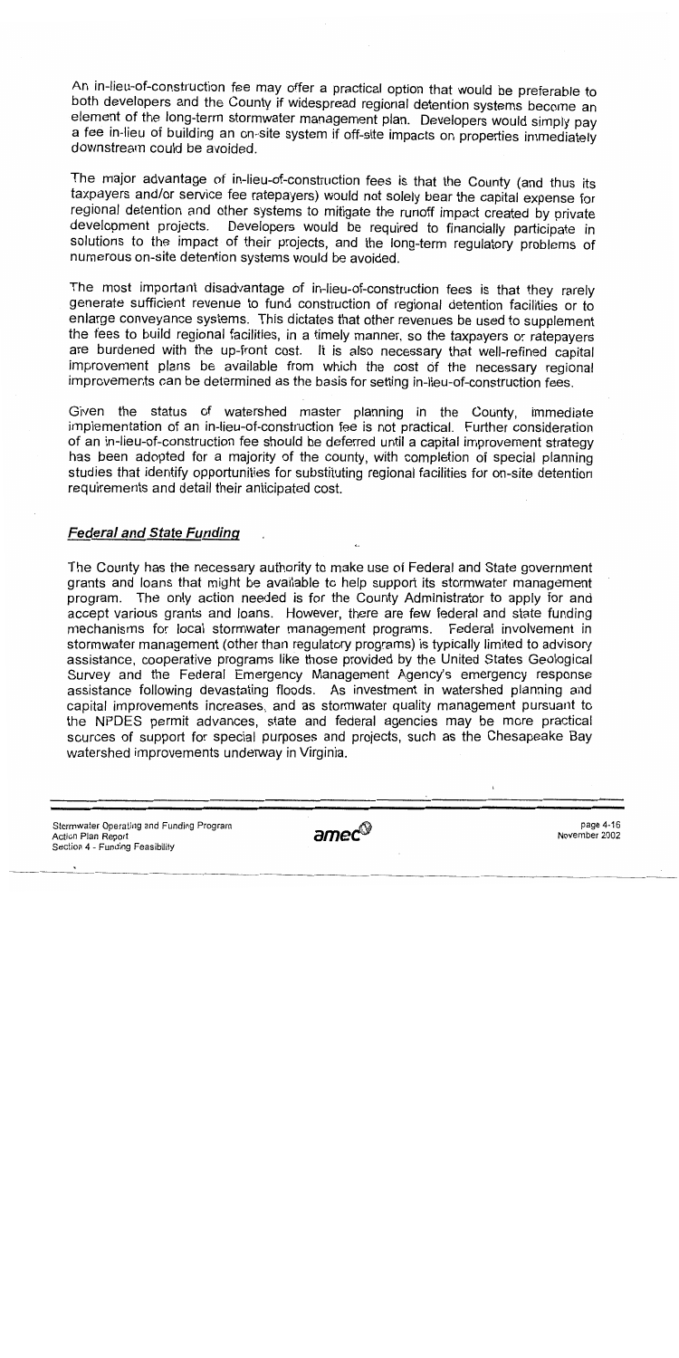An in-lieu-of-construction fee may offer a practical option that would be preferable to both developers and the County if widespread regional detention systems become an element of the long-term stormwater management plan. Developers would simply pay a fee in-lieu of building an on-site system if off-site impacts on properties immediately downstream could be avoided.

The major advantage of in-lieu-of-construction fees is that the County (and thus its taxpayers and/or service fee ratepayers) would not solely bear the capital expense for regional detention and other systems to mitigate the runoff impact created by private development projects. Developers would be required to financially participate in solutions to the impact of their projects, and the long-term regulatory problems of numerous on-site detention systems would be avoided.

The most important disadvantage of in-lieu-of-construction fees is that they rarely generate sufficient revenue to fund construction of regional detention facilities or to enlarge conveyance systems. This dictates that other revenues be used to supplement the fees to build regional facilities, in a timely manner, so the taxpayers or ratepayers are burdened with the up-front cost. It is also necessary that well-refined capital improvement plans be available from which the cost of the necessary regional improvements can be determined as the basis for setting in-lieu-of-construction fees.

Given the status of watershed master planning in the County, immediate implementation of an in-lieu-of-construction fee is not practical. Further consideration of an in-lieu-of-construction fee should be deferred until a capital improvement strategy has been adopted for a majority of the county, with completion of special planning studies that identify opportunities for substituting regional facilities for on-site detention requirements and detail their anticipated cost.

### *Federal and State Funding*

The County has the necessary authority to make use of Federal and State government grants and loans that might be available to help support its stormwater management program. The only action needed is for the County Administrator to apply for and accept various grants and loans. However, there are few federal and state funding mechanisms for local stormwater management programs. Federal involvement in stormwater management (other than regulatory programs) is typically limited to advisory assistance, cooperative programs like those provided by the United States Geological Survey and the Federal Emergency Management Agency's emergency response assistance following devastating floods. As investment in watershed planning and capital improvements increases, and as stormwater quality management pursuant to the NPDES permit advances, state and federal agencies may be more practical sources of support for special purposes and projects, such as the Chesapeake Bay watershed improvements underway in Virginia.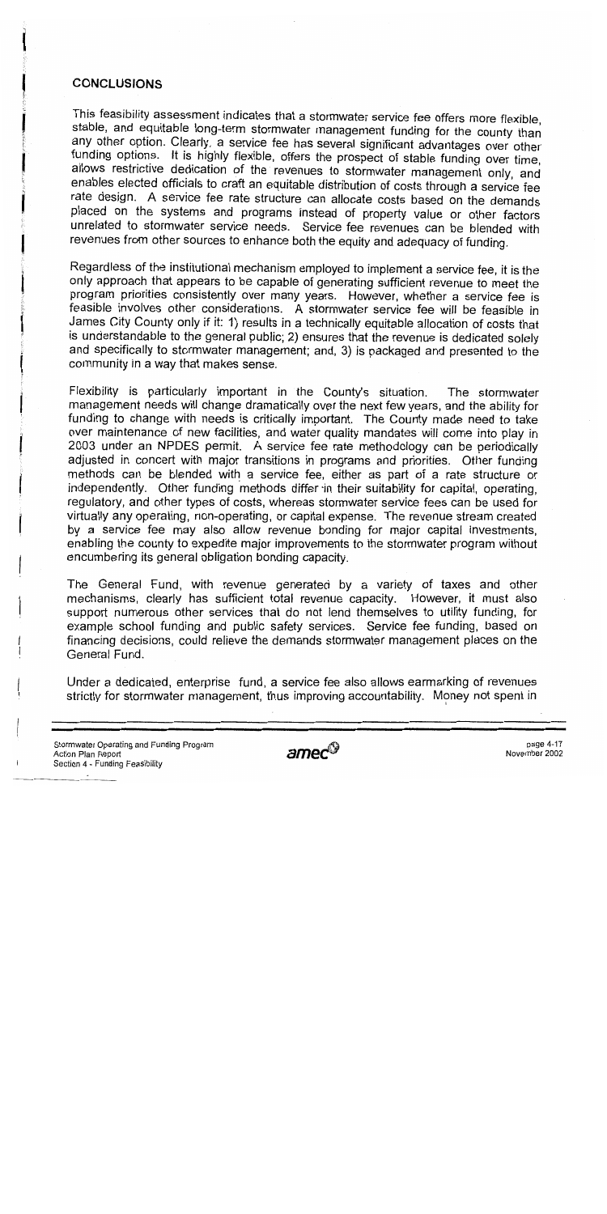## CONCLUSIONS

This feasibility assessment indicates that a stormwater service fee offers more flexible, stable, and equitable long-term stormwater management funding for the county than any other option. Clearly, a service fee has several significant advantages over other funding options. It is highly flexible, offers the prospect of stable funding over time, allows restrictive dedication of the revenues to stormwater management only, and enables elected officials to craft an equitable distribution of costs through a service fee rate design. A service fee rate structure can allocate costs based on the demands placed on the systems and programs instead of property value or other factors unrelated to stormwater service needs. Service fee revenues can be blended with revenues from other sources to enhance both the equity and adequacy of funding.

Regardless of the institutional mechanism employed to implement a service fee, it is the only approach that appears to be capable of generating sufficient revenue to meet the program priorities consistently over many years. However, whether a service fee is feasible involves other considerations. A stormwater service fee will be feasible in James City County only if it: 1) results in a technically equitable allocation of costs that is understandable to the general public; 2) ensures that the revenue is dedicated solely and specifically to stormwater management; and, 3) is packaged and presented to the community in a way that makes sense.

Flexibility is particularly important in the County's situation. The stormwater management needs will change dramatically over the next few years, and the ability for funding to change with needs is critically important. The County made need to take over maintenance of new facilities, and water quality mandates will come into play in 2003 under an NPDES permit. A service fee rate methodology can be periodically adjusted in concert with major transitions in programs and priorities. Other funding methods can be blended with a service fee, either as part of a rate structure or independently. Other funding methods differ in their suitability for capital, operating, regulatory, and other types of costs, whereas stormwater service fees can be used for virtually any operating, non-operating, or capital expense. The revenue stream created by a service fee may also allow revenue bonding for major capital investments, enabling the county to expedite major improvements to the stormwater program without encumbering its general obligation bonding capacity.

The General Fund, with revenue generated by a variety of taxes and other mechanisms, clearly has sufficient total revenue capacity. However, it must also support numerous other services that do not lend themselves to utility funding, for example school funding and public safety services. Service fee funding, based on financing decisions, could relieve the demands stormwater management places on the General Fund.

Under a dedicated, enterprise fund, a service fee also allows earmarking of revenues strictly for stormwater management, thus improving accountability. Money not spent in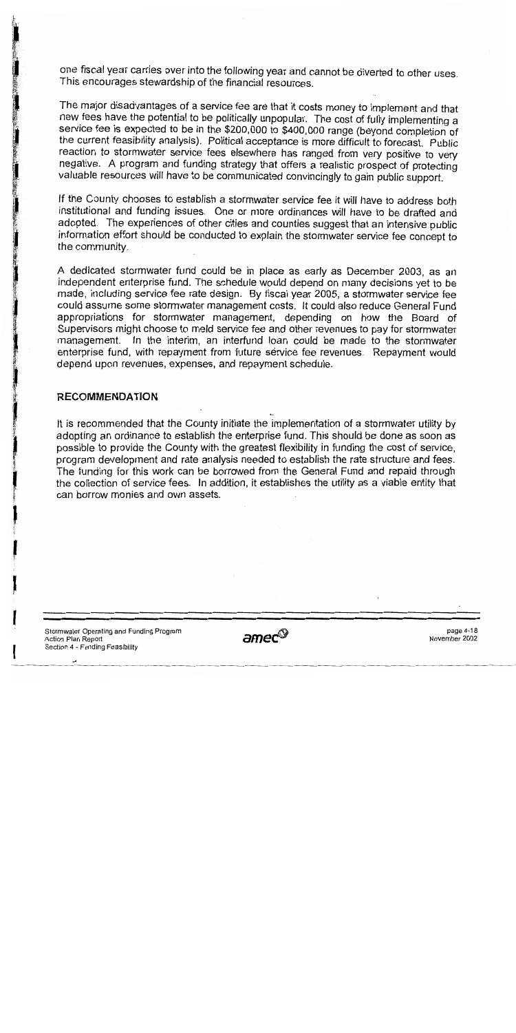one fiscal year carries over into the following year and cannot be diverted to other uses. This encourages stewardship of the financial resources.

The major disadvantages of a service fee are that it costs money to implement and that new fees have the potential to be politically unpopular. The cost of fully implementing a service fee is expected to be in the $200,000 to $400,000 range (beyond completion of the current feasibility analysis). Political acceptance is more difficult to forecast. Public reaction to stormwater service fees elsewhere has ranged from very positive to very negative. A program and funding strategy that offers a realistic prospect of protecting valuable resources will have to be communicated convincingly to gain public support.

If the County chooses to establish a stormwater service fee it will have to address both institutional and funding issues. One or more ordinances will have to be drafted and adopted. The experiences of other cities and counties suggest that an intensive public information effort should be conducted to explain the stormwater service fee concept to the community.

A dedicated stormwater fund could be in place as early as December 2003, as an independent enterprise fund. The schedule would depend on many decisions yet to be made, including service fee rate design. By fiscal year 2005, a stormwater service fee could assume some stormwater management costs. It could also reduce General Fund appropriations for stormwater management, depending on how the Board of Supervisors might choose to meld service fee and other revenues to pay for stormwater management. In the interim, an interfund loan could be made to the stormwater enterprise fund, with repayment from future service fee revenues. Repayment would depend upon revenues, expenses, and repayment schedule.

## RECOMMENDATION

It is recommended that the County initiate the implementation of a stormwater utility by adopting an ordinance to establish the enterprise fund. This should be done as soon as possible to provide the County with the greatest flexibility in funding the cost of service, program development and rate analysis needed to establish the rate structure and fees. The funding for this work can be borrowed from the General Fund and repaid through the collection of service fees. In addition, it establishes the utility as a viable entity that can borrow monies and own assets.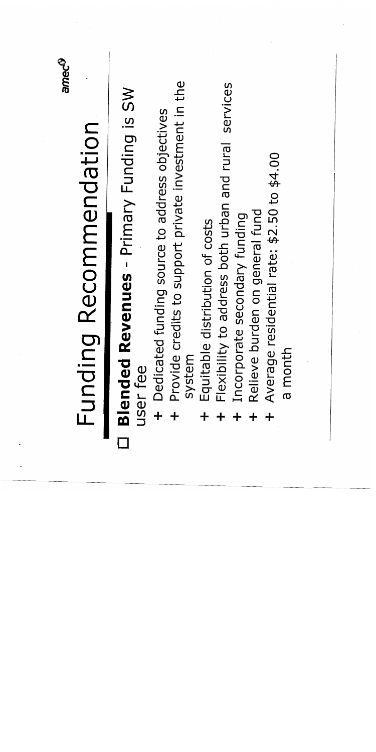# Funding Recommendation

- **Blended Revenues** - Primary Funding is SW user fee
  - + Dedicated funding source to address objectives
  - + Provide credits to support private investment in the system
  - + Equitable distribution of costs
  - + Flexibility to address both urban and rural services
  - + Incorporate secondary funding
  - + Relieve burden on general fund
  - + Average residential rate: $2.50 to $4.00 a month